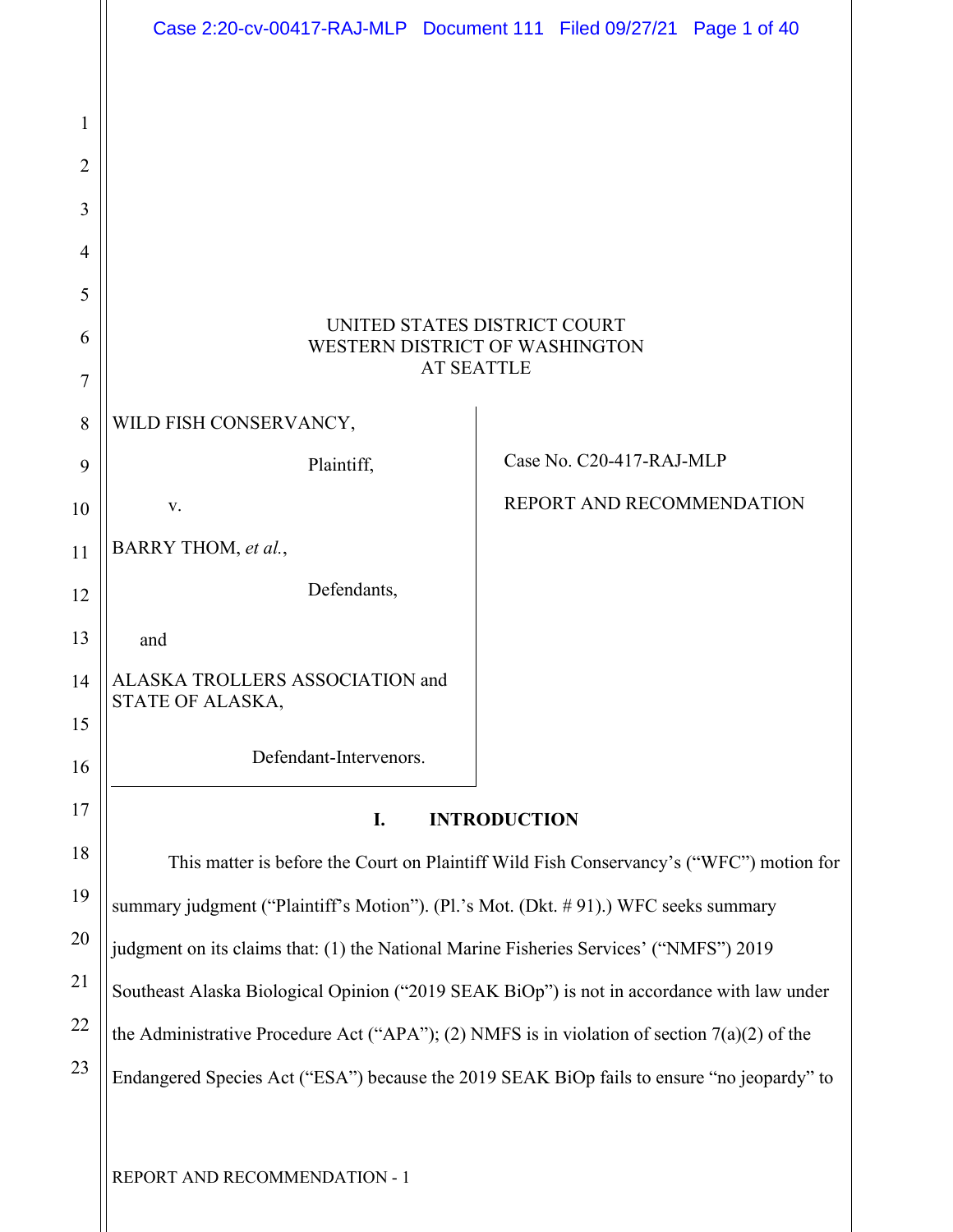UNITED STATES DISTRICT COURT
WESTERN DISTRICT OF WASHINGTON
AT SEATTLE

| | |
|---|---|
| WILD FISH CONSERVANCY,<br><br>Plaintiff,<br><br>v.<br><br>BARRY THOM, *et al.*,<br><br>Defendants,<br><br>and<br><br>ALASKA TROLLERS ASSOCIATION and STATE OF ALASKA,<br><br>Defendant-Intervenors. | Case No. C20-417-RAJ-MLP<br><br>REPORT AND RECOMMENDATION |

## I. INTRODUCTION

This matter is before the Court on Plaintiff Wild Fish Conservancy's ("WFC") motion for summary judgment ("Plaintiff's Motion"). (Pl.'s Mot. (Dkt. # 91).) WFC seeks summary judgment on its claims that: (1) the National Marine Fisheries Services' ("NMFS") 2019 Southeast Alaska Biological Opinion ("2019 SEAK BiOp") is not in accordance with law under the Administrative Procedure Act ("APA"); (2) NMFS is in violation of section 7(a)(2) of the Endangered Species Act ("ESA") because the 2019 SEAK BiOp fails to ensure "no jeopardy" to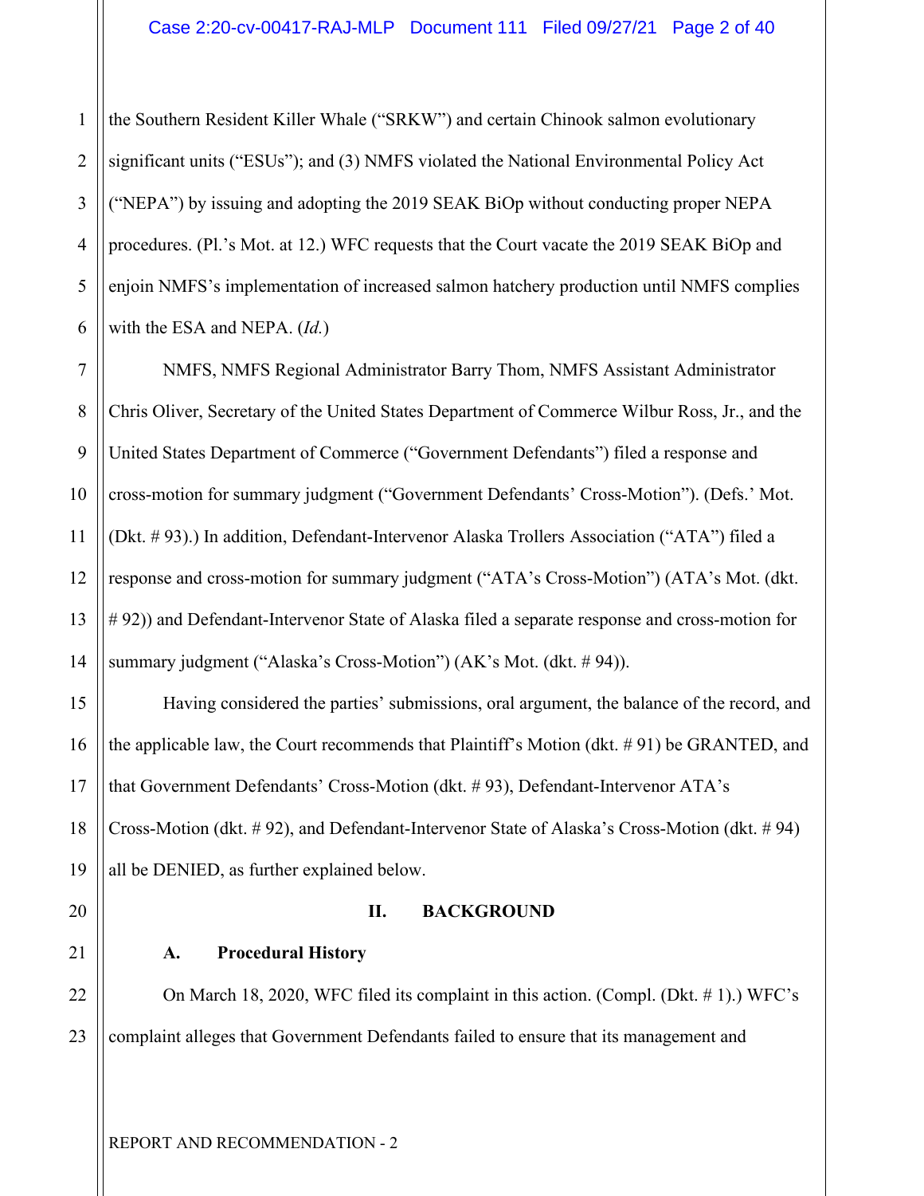the Southern Resident Killer Whale ("SRKW") and certain Chinook salmon evolutionary significant units ("ESUs"); and (3) NMFS violated the National Environmental Policy Act ("NEPA") by issuing and adopting the 2019 SEAK BiOp without conducting proper NEPA procedures. (Pl.'s Mot. at 12.) WFC requests that the Court vacate the 2019 SEAK BiOp and enjoin NMFS's implementation of increased salmon hatchery production until NMFS complies with the ESA and NEPA. (*Id.*)

NMFS, NMFS Regional Administrator Barry Thom, NMFS Assistant Administrator Chris Oliver, Secretary of the United States Department of Commerce Wilbur Ross, Jr., and the United States Department of Commerce ("Government Defendants") filed a response and cross-motion for summary judgment ("Government Defendants' Cross-Motion"). (Defs.' Mot. (Dkt. # 93).) In addition, Defendant-Intervenor Alaska Trollers Association ("ATA") filed a response and cross-motion for summary judgment ("ATA's Cross-Motion") (ATA's Mot. (dkt. # 92)) and Defendant-Intervenor State of Alaska filed a separate response and cross-motion for summary judgment ("Alaska's Cross-Motion") (AK's Mot. (dkt. # 94)).

Having considered the parties' submissions, oral argument, the balance of the record, and the applicable law, the Court recommends that Plaintiff's Motion (dkt. # 91) be GRANTED, and that Government Defendants' Cross-Motion (dkt. # 93), Defendant-Intervenor ATA's Cross-Motion (dkt. # 92), and Defendant-Intervenor State of Alaska's Cross-Motion (dkt. # 94) all be DENIED, as further explained below.

## II. BACKGROUND

### A. Procedural History

On March 18, 2020, WFC filed its complaint in this action. (Compl. (Dkt. # 1).) WFC's complaint alleges that Government Defendants failed to ensure that its management and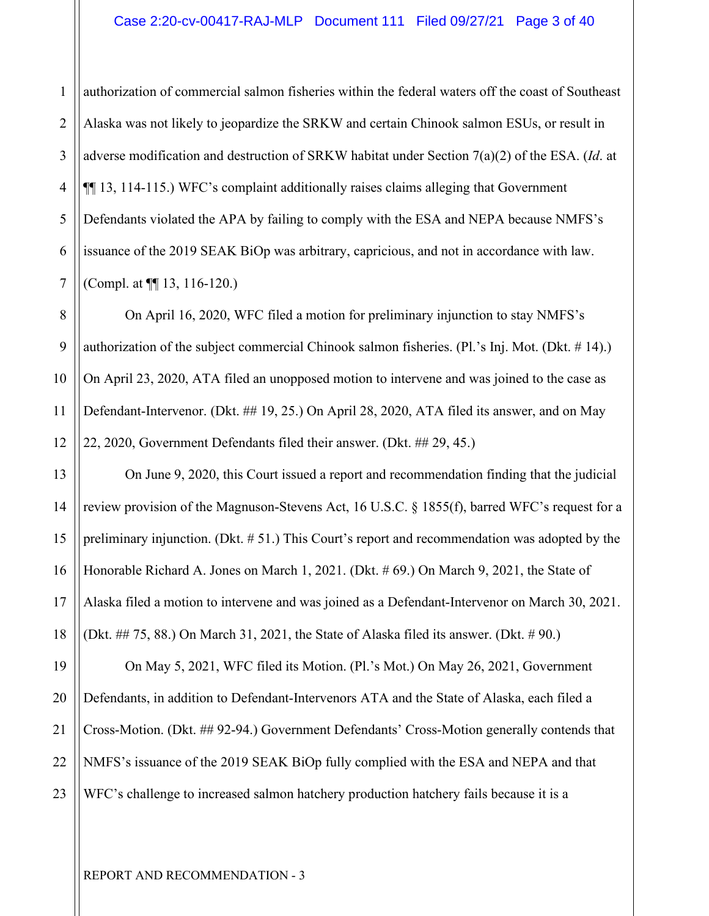authorization of commercial salmon fisheries within the federal waters off the coast of Southeast Alaska was not likely to jeopardize the SRKW and certain Chinook salmon ESUs, or result in adverse modification and destruction of SRKW habitat under Section 7(a)(2) of the ESA. (*Id*. at ¶¶ 13, 114-115.) WFC's complaint additionally raises claims alleging that Government Defendants violated the APA by failing to comply with the ESA and NEPA because NMFS's issuance of the 2019 SEAK BiOp was arbitrary, capricious, and not in accordance with law. (Compl. at ¶¶ 13, 116-120.)

On April 16, 2020, WFC filed a motion for preliminary injunction to stay NMFS's authorization of the subject commercial Chinook salmon fisheries. (Pl.'s Inj. Mot. (Dkt. # 14).) On April 23, 2020, ATA filed an unopposed motion to intervene and was joined to the case as Defendant-Intervenor. (Dkt. ## 19, 25.) On April 28, 2020, ATA filed its answer, and on May 22, 2020, Government Defendants filed their answer. (Dkt. ## 29, 45.)

On June 9, 2020, this Court issued a report and recommendation finding that the judicial review provision of the Magnuson-Stevens Act, 16 U.S.C. § 1855(f), barred WFC's request for a preliminary injunction. (Dkt. # 51.) This Court's report and recommendation was adopted by the Honorable Richard A. Jones on March 1, 2021. (Dkt. # 69.) On March 9, 2021, the State of Alaska filed a motion to intervene and was joined as a Defendant-Intervenor on March 30, 2021. (Dkt. ## 75, 88.) On March 31, 2021, the State of Alaska filed its answer. (Dkt. # 90.)

On May 5, 2021, WFC filed its Motion. (Pl.'s Mot.) On May 26, 2021, Government Defendants, in addition to Defendant-Intervenors ATA and the State of Alaska, each filed a Cross-Motion. (Dkt. ## 92-94.) Government Defendants' Cross-Motion generally contends that NMFS's issuance of the 2019 SEAK BiOp fully complied with the ESA and NEPA and that WFC's challenge to increased salmon hatchery production hatchery fails because it is a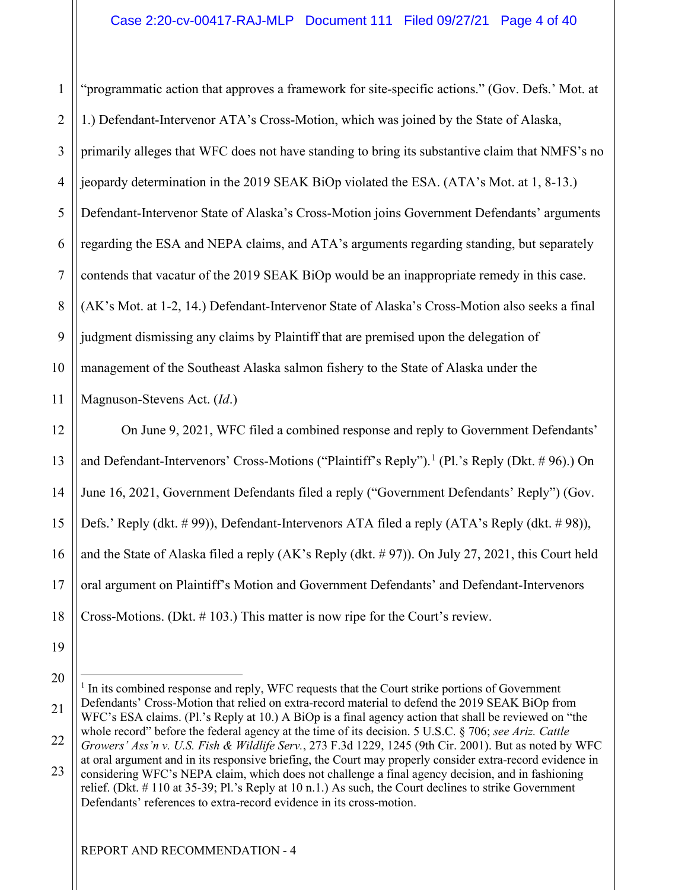"programmatic action that approves a framework for site-specific actions." (Gov. Defs.' Mot. at 1.) Defendant-Intervenor ATA's Cross-Motion, which was joined by the State of Alaska, primarily alleges that WFC does not have standing to bring its substantive claim that NMFS's no jeopardy determination in the 2019 SEAK BiOp violated the ESA. (ATA's Mot. at 1, 8-13.) Defendant-Intervenor State of Alaska's Cross-Motion joins Government Defendants' arguments regarding the ESA and NEPA claims, and ATA's arguments regarding standing, but separately contends that vacatur of the 2019 SEAK BiOp would be an inappropriate remedy in this case. (AK's Mot. at 1-2, 14.) Defendant-Intervenor State of Alaska's Cross-Motion also seeks a final judgment dismissing any claims by Plaintiff that are premised upon the delegation of management of the Southeast Alaska salmon fishery to the State of Alaska under the Magnuson-Stevens Act. (*Id*.)

On June 9, 2021, WFC filed a combined response and reply to Government Defendants' and Defendant-Intervenors' Cross-Motions ("Plaintiff's Reply").[1] (Pl.'s Reply (Dkt. # 96).) On June 16, 2021, Government Defendants filed a reply ("Government Defendants' Reply") (Gov. Defs.' Reply (dkt. # 99)), Defendant-Intervenors ATA filed a reply (ATA's Reply (dkt. # 98)), and the State of Alaska filed a reply (AK's Reply (dkt. # 97)). On July 27, 2021, this Court held oral argument on Plaintiff's Motion and Government Defendants' and Defendant-Intervenors Cross-Motions. (Dkt. # 103.) This matter is now ripe for the Court's review.

[1] In its combined response and reply, WFC requests that the Court strike portions of Government Defendants' Cross-Motion that relied on extra-record material to defend the 2019 SEAK BiOp from WFC's ESA claims. (Pl.'s Reply at 10.) A BiOp is a final agency action that shall be reviewed on "the whole record" before the federal agency at the time of its decision. 5 U.S.C. § 706; *see Ariz. Cattle Growers' Ass'n v. U.S. Fish & Wildlife Serv.*, 273 F.3d 1229, 1245 (9th Cir. 2001). But as noted by WFC at oral argument and in its responsive briefing, the Court may properly consider extra-record evidence in considering WFC's NEPA claim, which does not challenge a final agency decision, and in fashioning relief. (Dkt. # 110 at 35-39; Pl.'s Reply at 10 n.1.) As such, the Court declines to strike Government Defendants' references to extra-record evidence in its cross-motion.

REPORT AND RECOMMENDATION - 4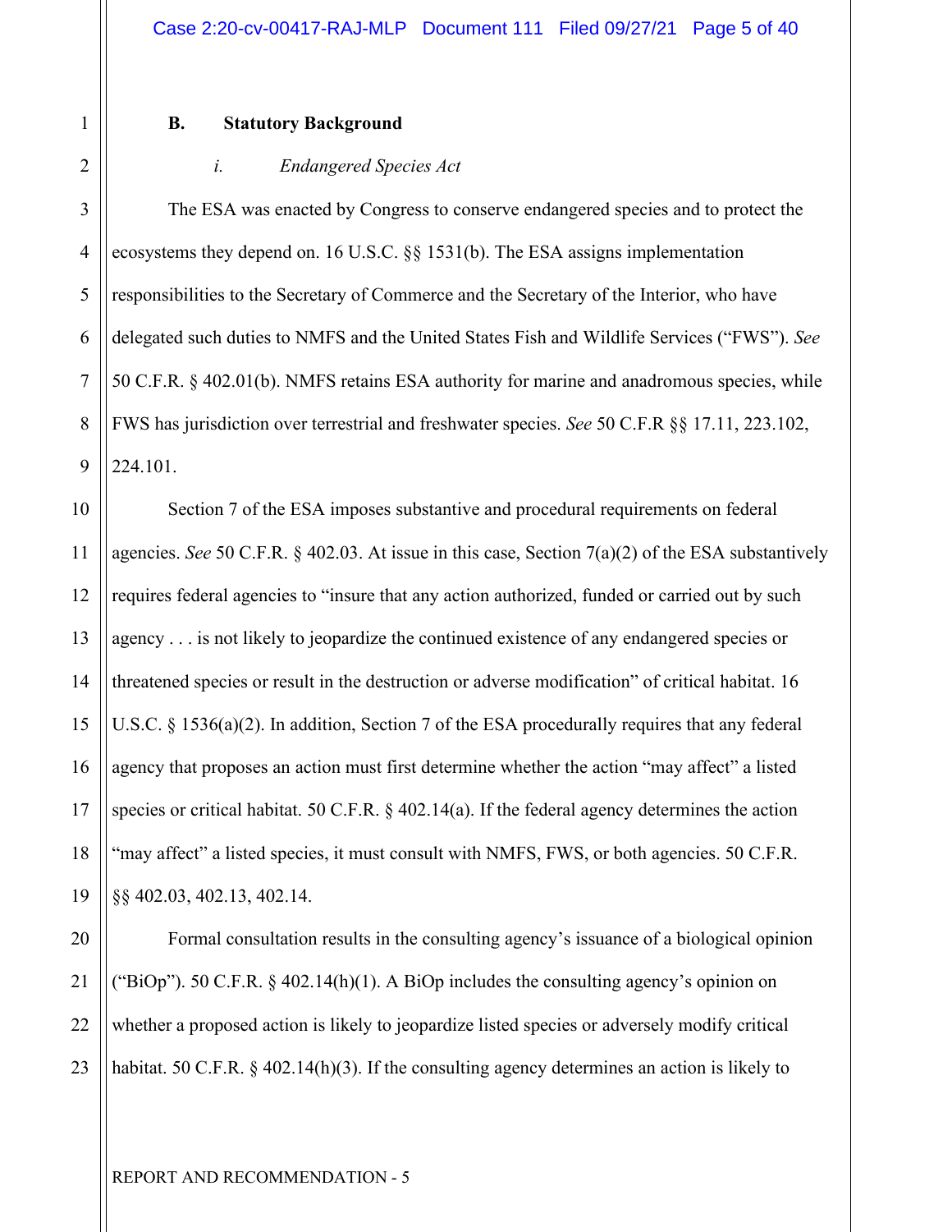### B. Statutory Background

#### *i. Endangered Species Act*

The ESA was enacted by Congress to conserve endangered species and to protect the ecosystems they depend on. 16 U.S.C. §§ 1531(b). The ESA assigns implementation responsibilities to the Secretary of Commerce and the Secretary of the Interior, who have delegated such duties to NMFS and the United States Fish and Wildlife Services ("FWS"). *See* 50 C.F.R. § 402.01(b). NMFS retains ESA authority for marine and anadromous species, while FWS has jurisdiction over terrestrial and freshwater species. *See* 50 C.F.R §§ 17.11, 223.102, 224.101.

Section 7 of the ESA imposes substantive and procedural requirements on federal agencies. *See* 50 C.F.R. § 402.03. At issue in this case, Section 7(a)(2) of the ESA substantively requires federal agencies to "insure that any action authorized, funded or carried out by such agency . . . is not likely to jeopardize the continued existence of any endangered species or threatened species or result in the destruction or adverse modification" of critical habitat. 16 U.S.C. § 1536(a)(2). In addition, Section 7 of the ESA procedurally requires that any federal agency that proposes an action must first determine whether the action "may affect" a listed species or critical habitat. 50 C.F.R. § 402.14(a). If the federal agency determines the action "may affect" a listed species, it must consult with NMFS, FWS, or both agencies. 50 C.F.R. §§ 402.03, 402.13, 402.14.

Formal consultation results in the consulting agency's issuance of a biological opinion ("BiOp"). 50 C.F.R. § 402.14(h)(1). A BiOp includes the consulting agency's opinion on whether a proposed action is likely to jeopardize listed species or adversely modify critical habitat. 50 C.F.R. § 402.14(h)(3). If the consulting agency determines an action is likely to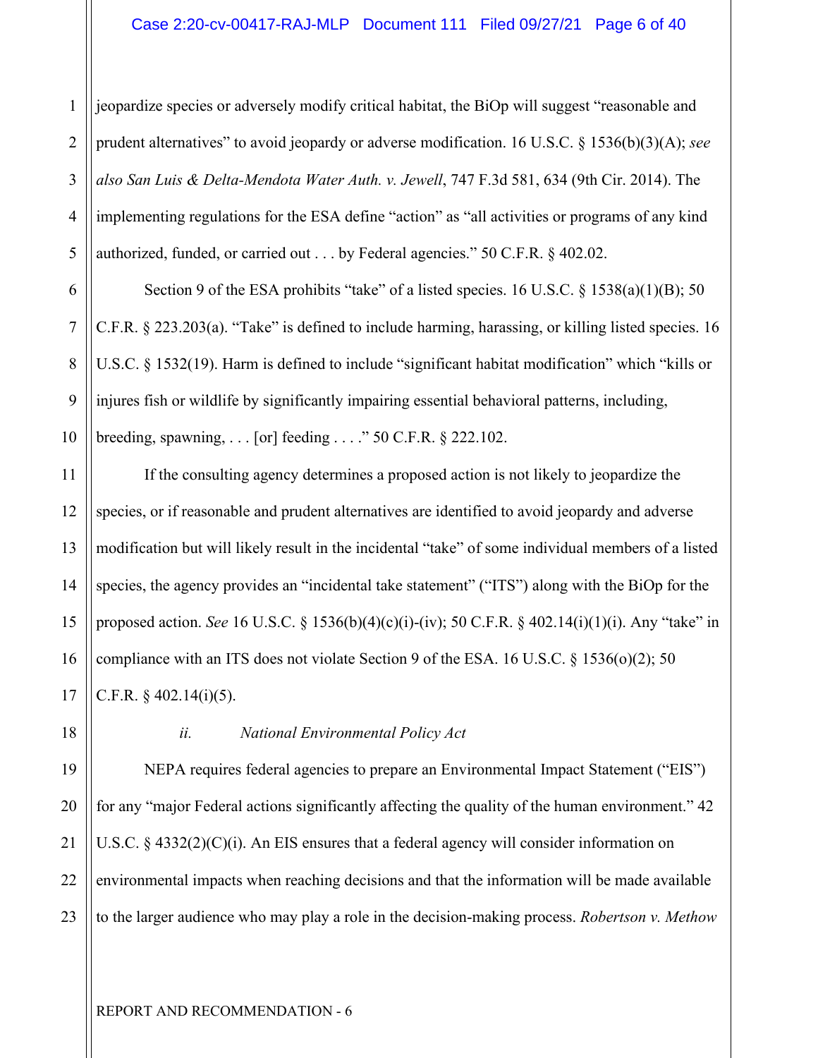jeopardize species or adversely modify critical habitat, the BiOp will suggest "reasonable and prudent alternatives" to avoid jeopardy or adverse modification. 16 U.S.C. § 1536(b)(3)(A); *see also San Luis & Delta-Mendota Water Auth. v. Jewell*, 747 F.3d 581, 634 (9th Cir. 2014). The implementing regulations for the ESA define "action" as "all activities or programs of any kind authorized, funded, or carried out . . . by Federal agencies." 50 C.F.R. § 402.02.

Section 9 of the ESA prohibits "take" of a listed species. 16 U.S.C. § 1538(a)(1)(B); 50 C.F.R. § 223.203(a). "Take" is defined to include harming, harassing, or killing listed species. 16 U.S.C. § 1532(19). Harm is defined to include "significant habitat modification" which "kills or injures fish or wildlife by significantly impairing essential behavioral patterns, including, breeding, spawning, . . . [or] feeding . . . ." 50 C.F.R. § 222.102.

If the consulting agency determines a proposed action is not likely to jeopardize the species, or if reasonable and prudent alternatives are identified to avoid jeopardy and adverse modification but will likely result in the incidental "take" of some individual members of a listed species, the agency provides an "incidental take statement" ("ITS") along with the BiOp for the proposed action. *See* 16 U.S.C. § 1536(b)(4)(c)(i)-(iv); 50 C.F.R. § 402.14(i)(1)(i). Any "take" in compliance with an ITS does not violate Section 9 of the ESA. 16 U.S.C. § 1536(o)(2); 50 C.F.R. § 402.14(i)(5).

*ii. National Environmental Policy Act*

NEPA requires federal agencies to prepare an Environmental Impact Statement ("EIS") for any "major Federal actions significantly affecting the quality of the human environment." 42 U.S.C. § 4332(2)(C)(i). An EIS ensures that a federal agency will consider information on environmental impacts when reaching decisions and that the information will be made available to the larger audience who may play a role in the decision-making process. *Robertson v. Methow*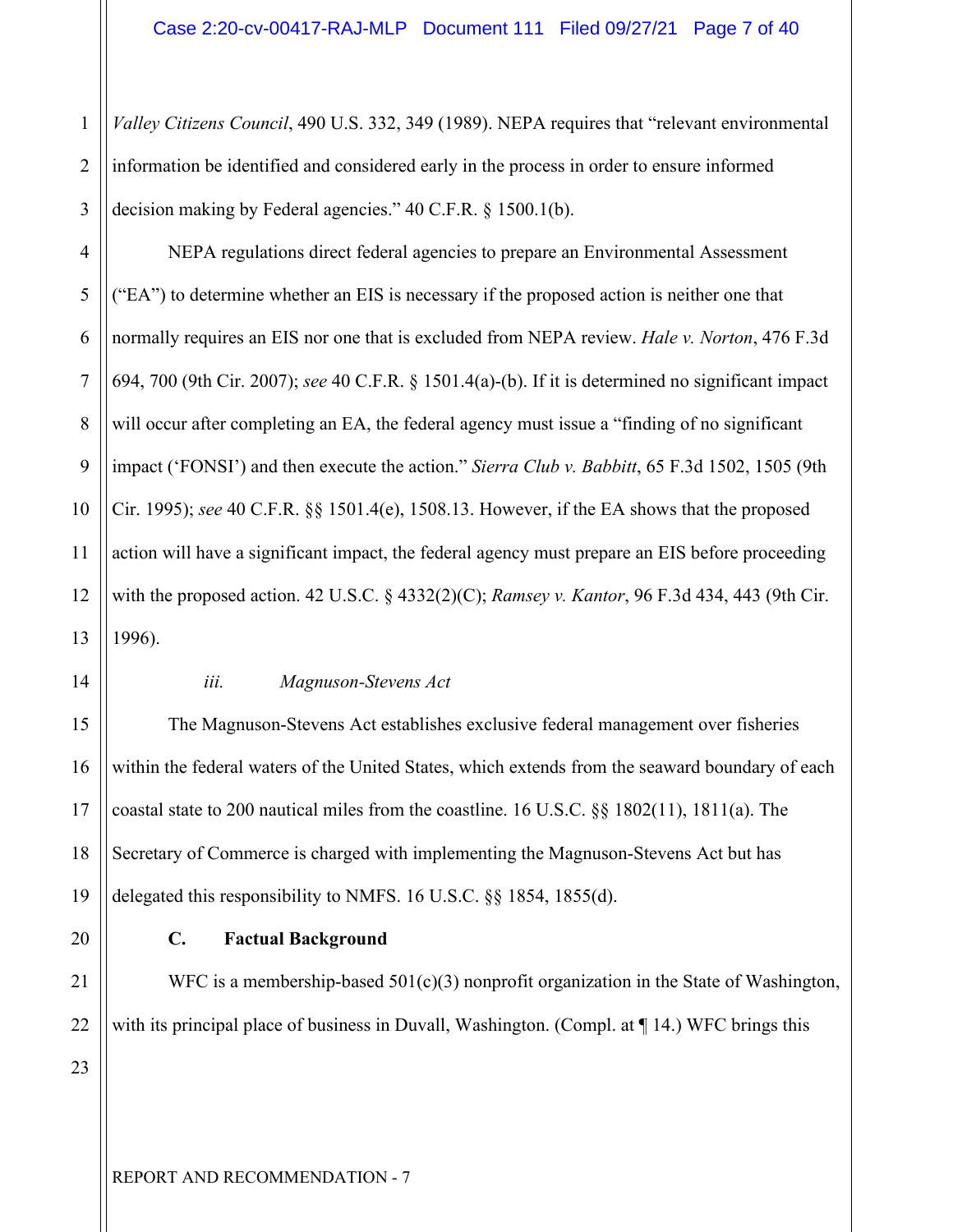*Valley Citizens Council*, 490 U.S. 332, 349 (1989). NEPA requires that "relevant environmental information be identified and considered early in the process in order to ensure informed decision making by Federal agencies." 40 C.F.R. § 1500.1(b).

NEPA regulations direct federal agencies to prepare an Environmental Assessment ("EA") to determine whether an EIS is necessary if the proposed action is neither one that normally requires an EIS nor one that is excluded from NEPA review. *Hale v. Norton*, 476 F.3d 694, 700 (9th Cir. 2007); *see* 40 C.F.R. § 1501.4(a)-(b). If it is determined no significant impact will occur after completing an EA, the federal agency must issue a "finding of no significant impact ('FONSI') and then execute the action." *Sierra Club v. Babbitt*, 65 F.3d 1502, 1505 (9th Cir. 1995); *see* 40 C.F.R. §§ 1501.4(e), 1508.13. However, if the EA shows that the proposed action will have a significant impact, the federal agency must prepare an EIS before proceeding with the proposed action. 42 U.S.C. § 4332(2)(C); *Ramsey v. Kantor*, 96 F.3d 434, 443 (9th Cir. 1996).

*iii. Magnuson-Stevens Act*

The Magnuson-Stevens Act establishes exclusive federal management over fisheries within the federal waters of the United States, which extends from the seaward boundary of each coastal state to 200 nautical miles from the coastline. 16 U.S.C. §§ 1802(11), 1811(a). The Secretary of Commerce is charged with implementing the Magnuson-Stevens Act but has delegated this responsibility to NMFS. 16 U.S.C. §§ 1854, 1855(d).

**C. Factual Background**

WFC is a membership-based 501(c)(3) nonprofit organization in the State of Washington, with its principal place of business in Duvall, Washington. (Compl. at ¶ 14.) WFC brings this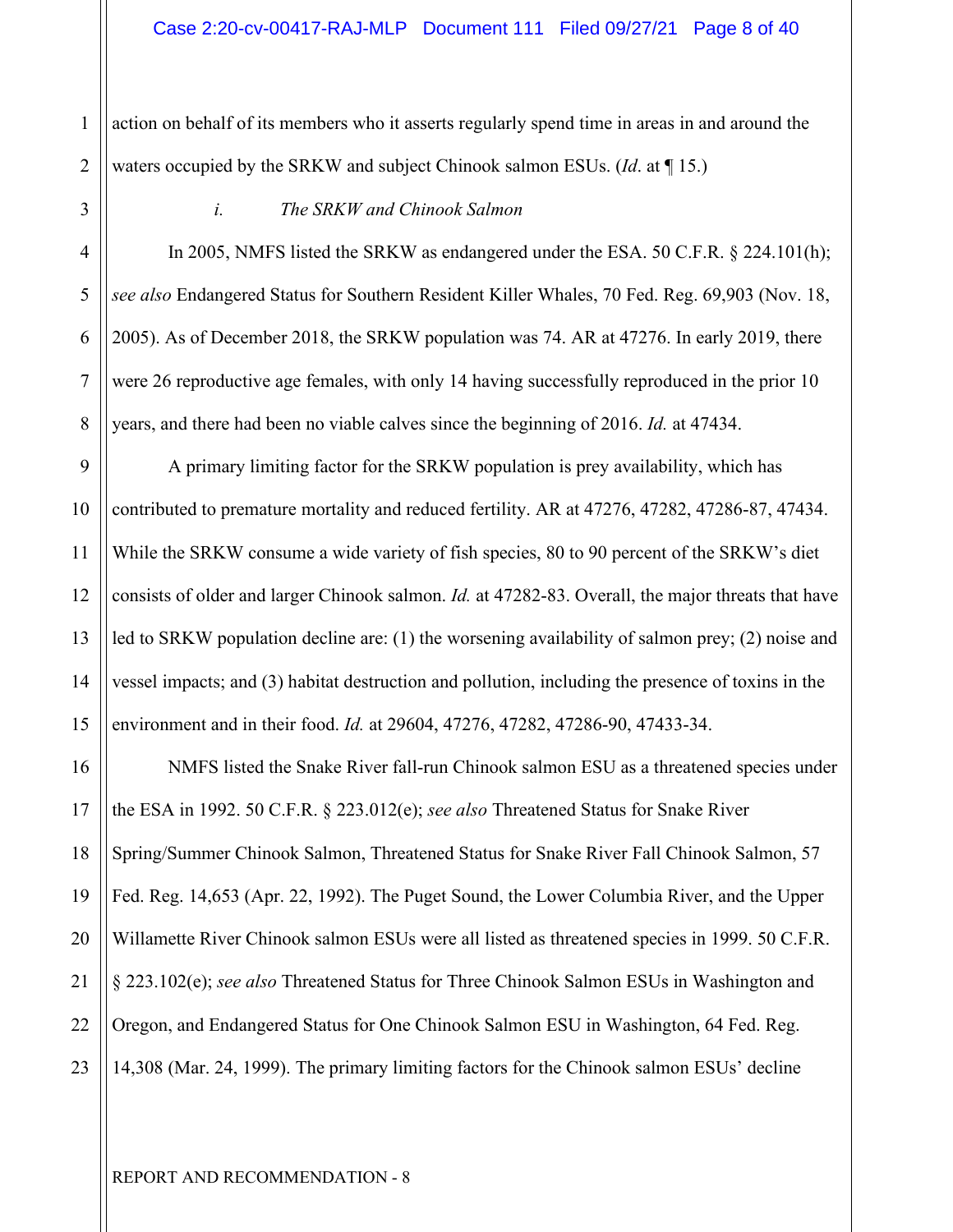action on behalf of its members who it asserts regularly spend time in areas in and around the waters occupied by the SRKW and subject Chinook salmon ESUs. (*Id*. at ¶ 15.)

*i. The SRKW and Chinook Salmon*

In 2005, NMFS listed the SRKW as endangered under the ESA. 50 C.F.R. § 224.101(h); *see also* Endangered Status for Southern Resident Killer Whales, 70 Fed. Reg. 69,903 (Nov. 18, 2005). As of December 2018, the SRKW population was 74. AR at 47276. In early 2019, there were 26 reproductive age females, with only 14 having successfully reproduced in the prior 10 years, and there had been no viable calves since the beginning of 2016. *Id.* at 47434.

A primary limiting factor for the SRKW population is prey availability, which has contributed to premature mortality and reduced fertility. AR at 47276, 47282, 47286-87, 47434. While the SRKW consume a wide variety of fish species, 80 to 90 percent of the SRKW's diet consists of older and larger Chinook salmon. *Id.* at 47282-83. Overall, the major threats that have led to SRKW population decline are: (1) the worsening availability of salmon prey; (2) noise and vessel impacts; and (3) habitat destruction and pollution, including the presence of toxins in the environment and in their food. *Id.* at 29604, 47276, 47282, 47286-90, 47433-34.

NMFS listed the Snake River fall-run Chinook salmon ESU as a threatened species under the ESA in 1992. 50 C.F.R. § 223.012(e); *see also* Threatened Status for Snake River Spring/Summer Chinook Salmon, Threatened Status for Snake River Fall Chinook Salmon, 57 Fed. Reg. 14,653 (Apr. 22, 1992). The Puget Sound, the Lower Columbia River, and the Upper Willamette River Chinook salmon ESUs were all listed as threatened species in 1999. 50 C.F.R. § 223.102(e); *see also* Threatened Status for Three Chinook Salmon ESUs in Washington and Oregon, and Endangered Status for One Chinook Salmon ESU in Washington, 64 Fed. Reg. 14,308 (Mar. 24, 1999). The primary limiting factors for the Chinook salmon ESUs' decline

REPORT AND RECOMMENDATION - 8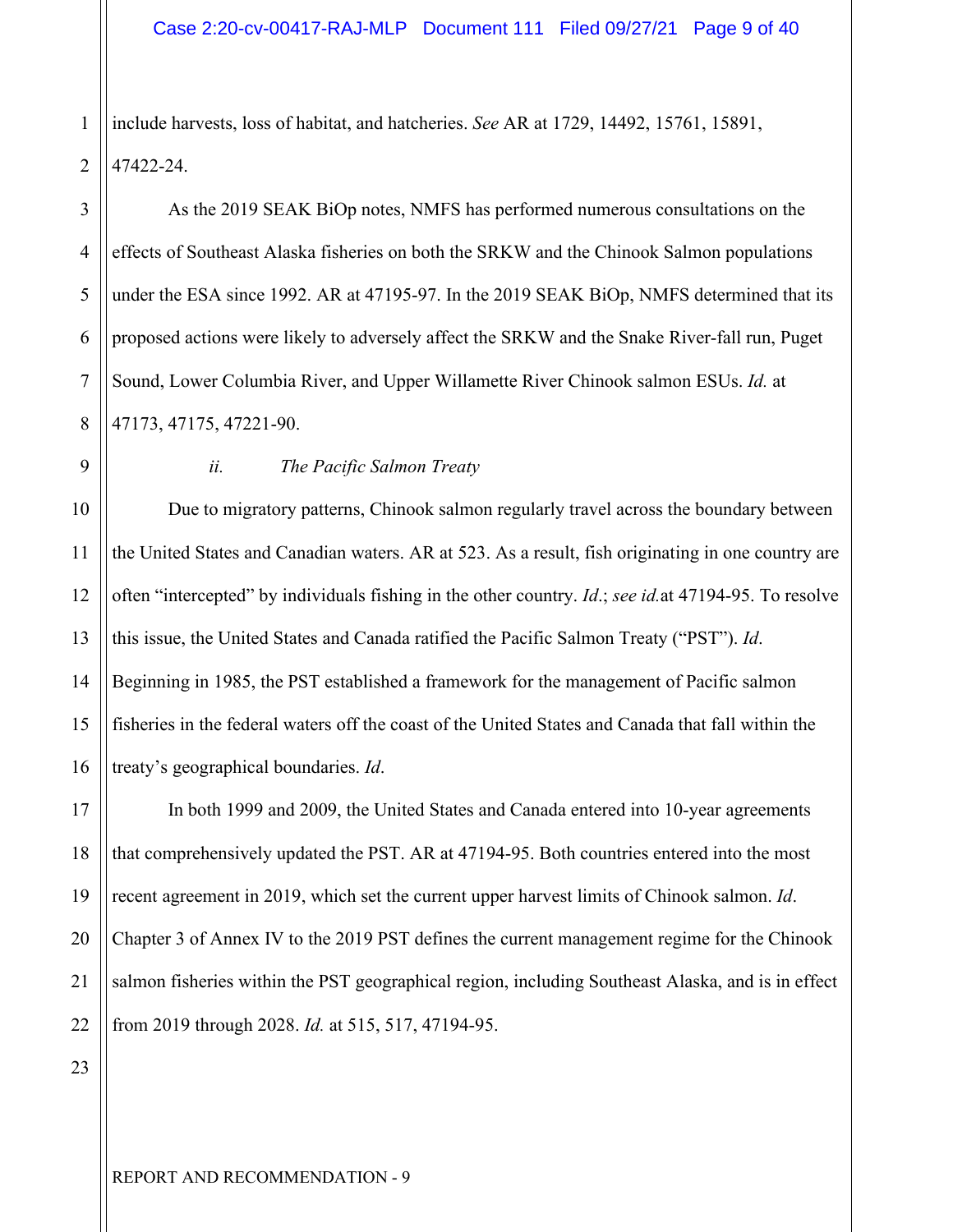include harvests, loss of habitat, and hatcheries. *See* AR at 1729, 14492, 15761, 15891, 47422-24.

As the 2019 SEAK BiOp notes, NMFS has performed numerous consultations on the effects of Southeast Alaska fisheries on both the SRKW and the Chinook Salmon populations under the ESA since 1992. AR at 47195-97. In the 2019 SEAK BiOp, NMFS determined that its proposed actions were likely to adversely affect the SRKW and the Snake River-fall run, Puget Sound, Lower Columbia River, and Upper Willamette River Chinook salmon ESUs. *Id.* at 47173, 47175, 47221-90.

*ii. The Pacific Salmon Treaty*

Due to migratory patterns, Chinook salmon regularly travel across the boundary between the United States and Canadian waters. AR at 523. As a result, fish originating in one country are often "intercepted" by individuals fishing in the other country. *Id*.; *see id.*at 47194-95. To resolve this issue, the United States and Canada ratified the Pacific Salmon Treaty ("PST"). *Id*. Beginning in 1985, the PST established a framework for the management of Pacific salmon fisheries in the federal waters off the coast of the United States and Canada that fall within the treaty's geographical boundaries. *Id*.

In both 1999 and 2009, the United States and Canada entered into 10-year agreements that comprehensively updated the PST. AR at 47194-95. Both countries entered into the most recent agreement in 2019, which set the current upper harvest limits of Chinook salmon. *Id*. Chapter 3 of Annex IV to the 2019 PST defines the current management regime for the Chinook salmon fisheries within the PST geographical region, including Southeast Alaska, and is in effect from 2019 through 2028. *Id.* at 515, 517, 47194-95.

REPORT AND RECOMMENDATION - 9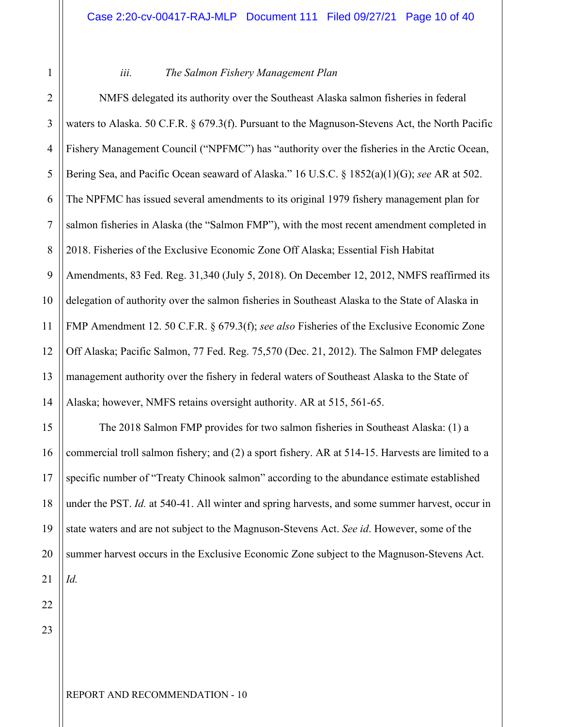### *iii. The Salmon Fishery Management Plan*

NMFS delegated its authority over the Southeast Alaska salmon fisheries in federal waters to Alaska. 50 C.F.R. § 679.3(f). Pursuant to the Magnuson-Stevens Act, the North Pacific Fishery Management Council ("NPFMC") has "authority over the fisheries in the Arctic Ocean, Bering Sea, and Pacific Ocean seaward of Alaska." 16 U.S.C. § 1852(a)(1)(G); *see* AR at 502. The NPFMC has issued several amendments to its original 1979 fishery management plan for salmon fisheries in Alaska (the "Salmon FMP"), with the most recent amendment completed in 2018. Fisheries of the Exclusive Economic Zone Off Alaska; Essential Fish Habitat Amendments, 83 Fed. Reg. 31,340 (July 5, 2018). On December 12, 2012, NMFS reaffirmed its delegation of authority over the salmon fisheries in Southeast Alaska to the State of Alaska in FMP Amendment 12. 50 C.F.R. § 679.3(f); *see also* Fisheries of the Exclusive Economic Zone Off Alaska; Pacific Salmon, 77 Fed. Reg. 75,570 (Dec. 21, 2012). The Salmon FMP delegates management authority over the fishery in federal waters of Southeast Alaska to the State of Alaska; however, NMFS retains oversight authority. AR at 515, 561-65.

The 2018 Salmon FMP provides for two salmon fisheries in Southeast Alaska: (1) a commercial troll salmon fishery; and (2) a sport fishery. AR at 514-15. Harvests are limited to a specific number of "Treaty Chinook salmon" according to the abundance estimate established under the PST. *Id.* at 540-41. All winter and spring harvests, and some summer harvest, occur in state waters and are not subject to the Magnuson-Stevens Act. *See id*. However, some of the summer harvest occurs in the Exclusive Economic Zone subject to the Magnuson-Stevens Act. *Id.*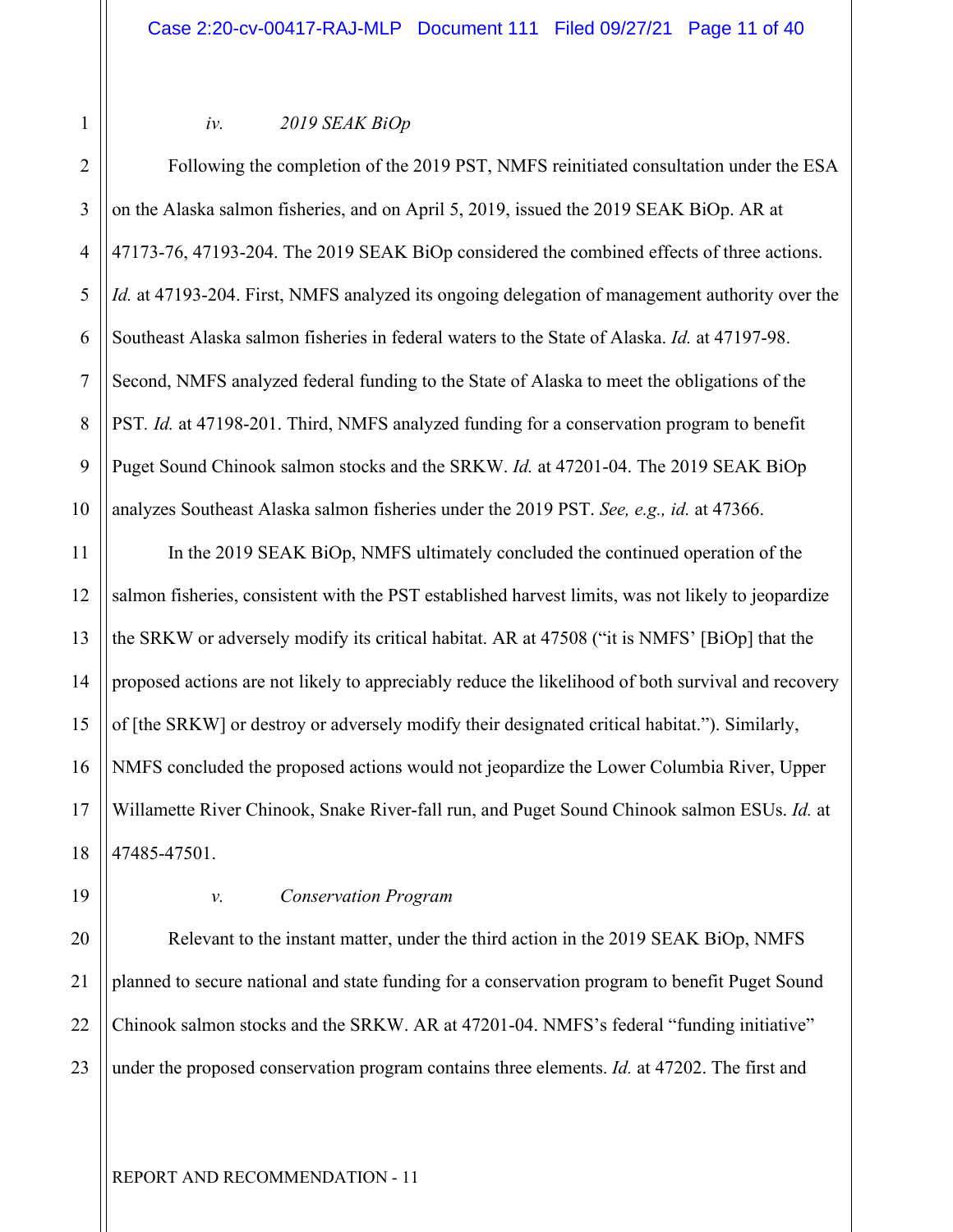### *iv. 2019 SEAK BiOp*

Following the completion of the 2019 PST, NMFS reinitiated consultation under the ESA on the Alaska salmon fisheries, and on April 5, 2019, issued the 2019 SEAK BiOp. AR at 47173-76, 47193-204. The 2019 SEAK BiOp considered the combined effects of three actions. *Id.* at 47193-204. First, NMFS analyzed its ongoing delegation of management authority over the Southeast Alaska salmon fisheries in federal waters to the State of Alaska. *Id.* at 47197-98. Second, NMFS analyzed federal funding to the State of Alaska to meet the obligations of the PST. *Id.* at 47198-201. Third, NMFS analyzed funding for a conservation program to benefit Puget Sound Chinook salmon stocks and the SRKW. *Id.* at 47201-04. The 2019 SEAK BiOp analyzes Southeast Alaska salmon fisheries under the 2019 PST. *See, e.g., id.* at 47366.

In the 2019 SEAK BiOp, NMFS ultimately concluded the continued operation of the salmon fisheries, consistent with the PST established harvest limits, was not likely to jeopardize the SRKW or adversely modify its critical habitat. AR at 47508 ("it is NMFS' [BiOp] that the proposed actions are not likely to appreciably reduce the likelihood of both survival and recovery of [the SRKW] or destroy or adversely modify their designated critical habitat."). Similarly, NMFS concluded the proposed actions would not jeopardize the Lower Columbia River, Upper Willamette River Chinook, Snake River-fall run, and Puget Sound Chinook salmon ESUs. *Id.* at 47485-47501.

### *v. Conservation Program*

Relevant to the instant matter, under the third action in the 2019 SEAK BiOp, NMFS planned to secure national and state funding for a conservation program to benefit Puget Sound Chinook salmon stocks and the SRKW. AR at 47201-04. NMFS's federal "funding initiative" under the proposed conservation program contains three elements. *Id.* at 47202. The first and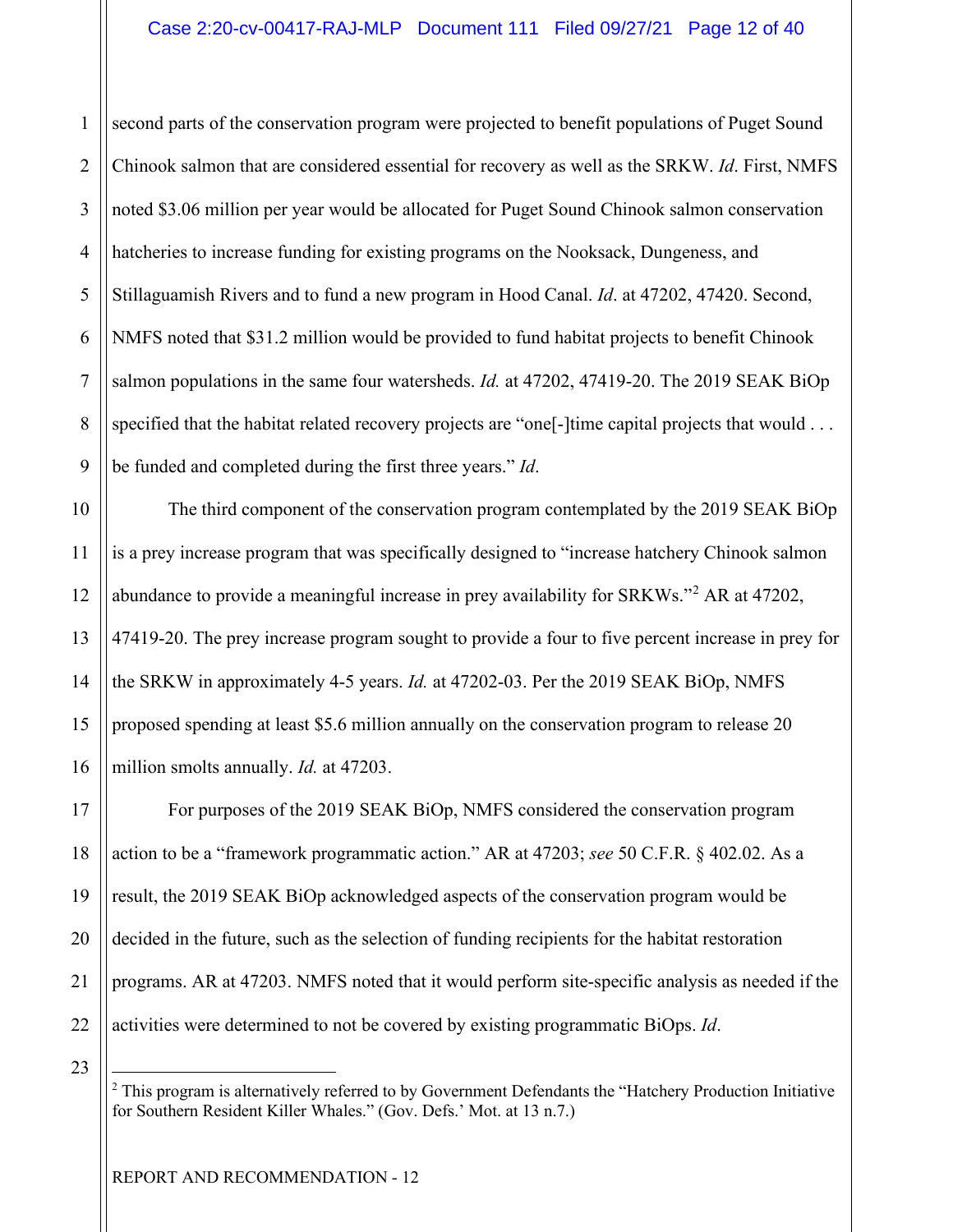second parts of the conservation program were projected to benefit populations of Puget Sound Chinook salmon that are considered essential for recovery as well as the SRKW. *Id*. First, NMFS noted $3.06 million per year would be allocated for Puget Sound Chinook salmon conservation hatcheries to increase funding for existing programs on the Nooksack, Dungeness, and Stillaguamish Rivers and to fund a new program in Hood Canal. *Id*. at 47202, 47420. Second, NMFS noted that $31.2 million would be provided to fund habitat projects to benefit Chinook salmon populations in the same four watersheds. *Id.* at 47202, 47419-20. The 2019 SEAK BiOp specified that the habitat related recovery projects are "one[-]time capital projects that would . . . be funded and completed during the first three years." *Id*.

The third component of the conservation program contemplated by the 2019 SEAK BiOp is a prey increase program that was specifically designed to "increase hatchery Chinook salmon abundance to provide a meaningful increase in prey availability for SRKWs."[2] AR at 47202, 47419-20. The prey increase program sought to provide a four to five percent increase in prey for the SRKW in approximately 4-5 years. *Id.* at 47202-03. Per the 2019 SEAK BiOp, NMFS proposed spending at least $5.6 million annually on the conservation program to release 20 million smolts annually. *Id.* at 47203.

For purposes of the 2019 SEAK BiOp, NMFS considered the conservation program action to be a "framework programmatic action." AR at 47203; *see* 50 C.F.R. § 402.02. As a result, the 2019 SEAK BiOp acknowledged aspects of the conservation program would be decided in the future, such as the selection of funding recipients for the habitat restoration programs. AR at 47203. NMFS noted that it would perform site-specific analysis as needed if the activities were determined to not be covered by existing programmatic BiOps. *Id*.

---

[2] This program is alternatively referred to by Government Defendants the "Hatchery Production Initiative for Southern Resident Killer Whales." (Gov. Defs.' Mot. at 13 n.7.)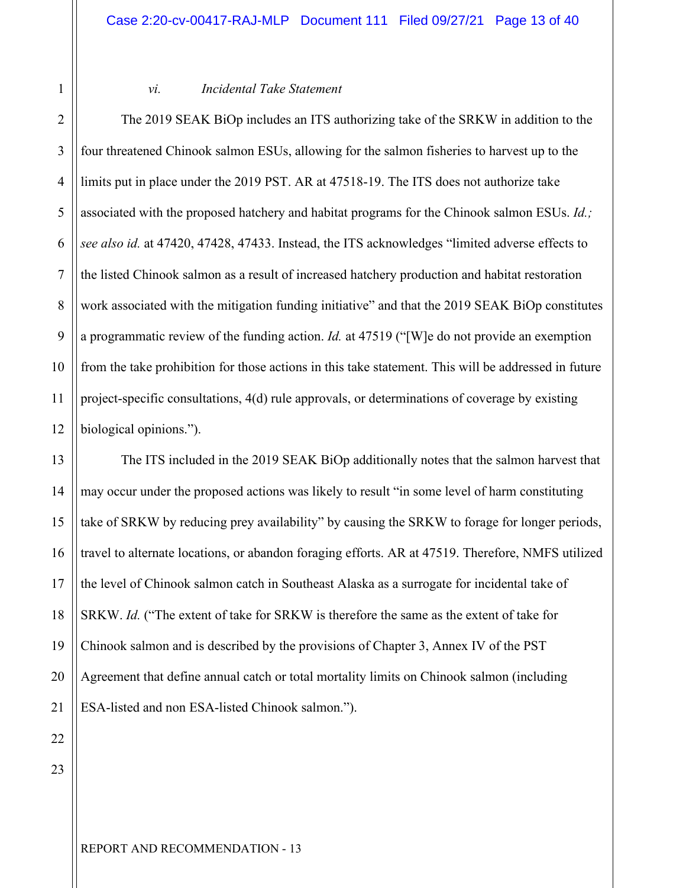### *vi. Incidental Take Statement*

The 2019 SEAK BiOp includes an ITS authorizing take of the SRKW in addition to the four threatened Chinook salmon ESUs, allowing for the salmon fisheries to harvest up to the limits put in place under the 2019 PST. AR at 47518-19. The ITS does not authorize take associated with the proposed hatchery and habitat programs for the Chinook salmon ESUs. *Id.; see also id.* at 47420, 47428, 47433. Instead, the ITS acknowledges "limited adverse effects to the listed Chinook salmon as a result of increased hatchery production and habitat restoration work associated with the mitigation funding initiative" and that the 2019 SEAK BiOp constitutes a programmatic review of the funding action. *Id.* at 47519 ("[W]e do not provide an exemption from the take prohibition for those actions in this take statement. This will be addressed in future project-specific consultations, 4(d) rule approvals, or determinations of coverage by existing biological opinions.").

The ITS included in the 2019 SEAK BiOp additionally notes that the salmon harvest that may occur under the proposed actions was likely to result "in some level of harm constituting take of SRKW by reducing prey availability" by causing the SRKW to forage for longer periods, travel to alternate locations, or abandon foraging efforts. AR at 47519. Therefore, NMFS utilized the level of Chinook salmon catch in Southeast Alaska as a surrogate for incidental take of SRKW. *Id.* ("The extent of take for SRKW is therefore the same as the extent of take for Chinook salmon and is described by the provisions of Chapter 3, Annex IV of the PST Agreement that define annual catch or total mortality limits on Chinook salmon (including ESA-listed and non ESA-listed Chinook salmon.").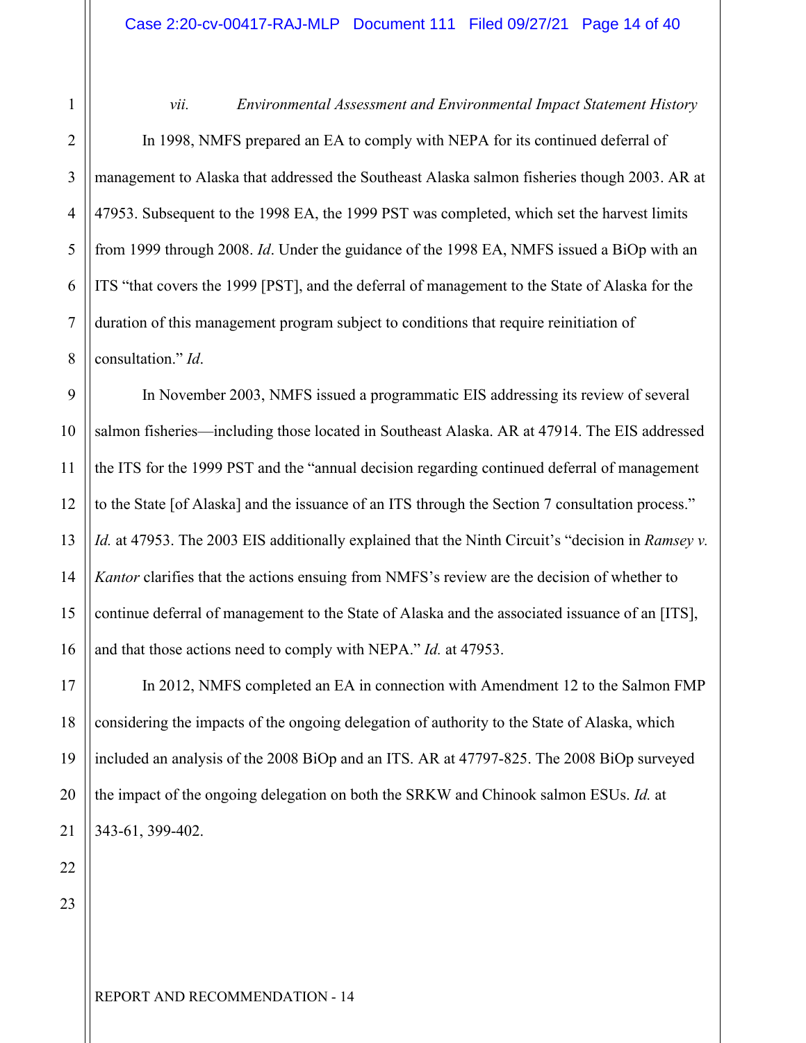*vii. Environmental Assessment and Environmental Impact Statement History*

In 1998, NMFS prepared an EA to comply with NEPA for its continued deferral of management to Alaska that addressed the Southeast Alaska salmon fisheries though 2003. AR at 47953. Subsequent to the 1998 EA, the 1999 PST was completed, which set the harvest limits from 1999 through 2008. *Id*. Under the guidance of the 1998 EA, NMFS issued a BiOp with an ITS "that covers the 1999 [PST], and the deferral of management to the State of Alaska for the duration of this management program subject to conditions that require reinitiation of consultation." *Id*.

In November 2003, NMFS issued a programmatic EIS addressing its review of several salmon fisheries—including those located in Southeast Alaska. AR at 47914. The EIS addressed the ITS for the 1999 PST and the "annual decision regarding continued deferral of management to the State [of Alaska] and the issuance of an ITS through the Section 7 consultation process." *Id.* at 47953. The 2003 EIS additionally explained that the Ninth Circuit's "decision in *Ramsey v. Kantor* clarifies that the actions ensuing from NMFS's review are the decision of whether to continue deferral of management to the State of Alaska and the associated issuance of an [ITS], and that those actions need to comply with NEPA." *Id.* at 47953.

In 2012, NMFS completed an EA in connection with Amendment 12 to the Salmon FMP considering the impacts of the ongoing delegation of authority to the State of Alaska, which included an analysis of the 2008 BiOp and an ITS. AR at 47797-825. The 2008 BiOp surveyed the impact of the ongoing delegation on both the SRKW and Chinook salmon ESUs. *Id.* at 343-61, 399-402.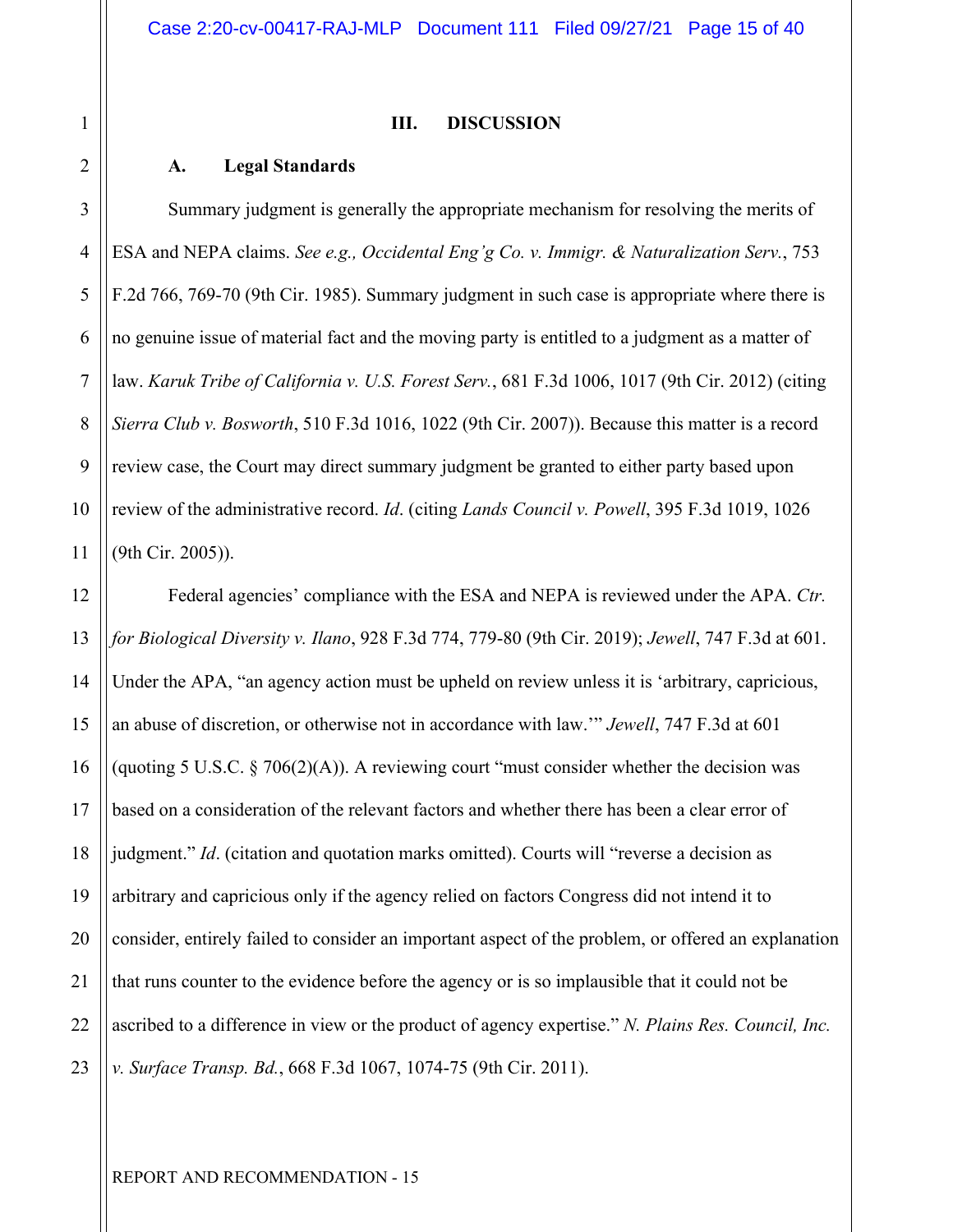## III. DISCUSSION

### A. Legal Standards

Summary judgment is generally the appropriate mechanism for resolving the merits of ESA and NEPA claims. *See e.g., Occidental Eng'g Co. v. Immigr. & Naturalization Serv.*, 753 F.2d 766, 769-70 (9th Cir. 1985). Summary judgment in such case is appropriate where there is no genuine issue of material fact and the moving party is entitled to a judgment as a matter of law. *Karuk Tribe of California v. U.S. Forest Serv.*, 681 F.3d 1006, 1017 (9th Cir. 2012) (citing *Sierra Club v. Bosworth*, 510 F.3d 1016, 1022 (9th Cir. 2007)). Because this matter is a record review case, the Court may direct summary judgment be granted to either party based upon review of the administrative record. *Id*. (citing *Lands Council v. Powell*, 395 F.3d 1019, 1026 (9th Cir. 2005)).

Federal agencies' compliance with the ESA and NEPA is reviewed under the APA. *Ctr. for Biological Diversity v. Ilano*, 928 F.3d 774, 779-80 (9th Cir. 2019); *Jewell*, 747 F.3d at 601. Under the APA, "an agency action must be upheld on review unless it is 'arbitrary, capricious, an abuse of discretion, or otherwise not in accordance with law.'" *Jewell*, 747 F.3d at 601 (quoting 5 U.S.C. § 706(2)(A)). A reviewing court "must consider whether the decision was based on a consideration of the relevant factors and whether there has been a clear error of judgment." *Id*. (citation and quotation marks omitted). Courts will "reverse a decision as arbitrary and capricious only if the agency relied on factors Congress did not intend it to consider, entirely failed to consider an important aspect of the problem, or offered an explanation that runs counter to the evidence before the agency or is so implausible that it could not be ascribed to a difference in view or the product of agency expertise." *N. Plains Res. Council, Inc. v. Surface Transp. Bd.*, 668 F.3d 1067, 1074-75 (9th Cir. 2011).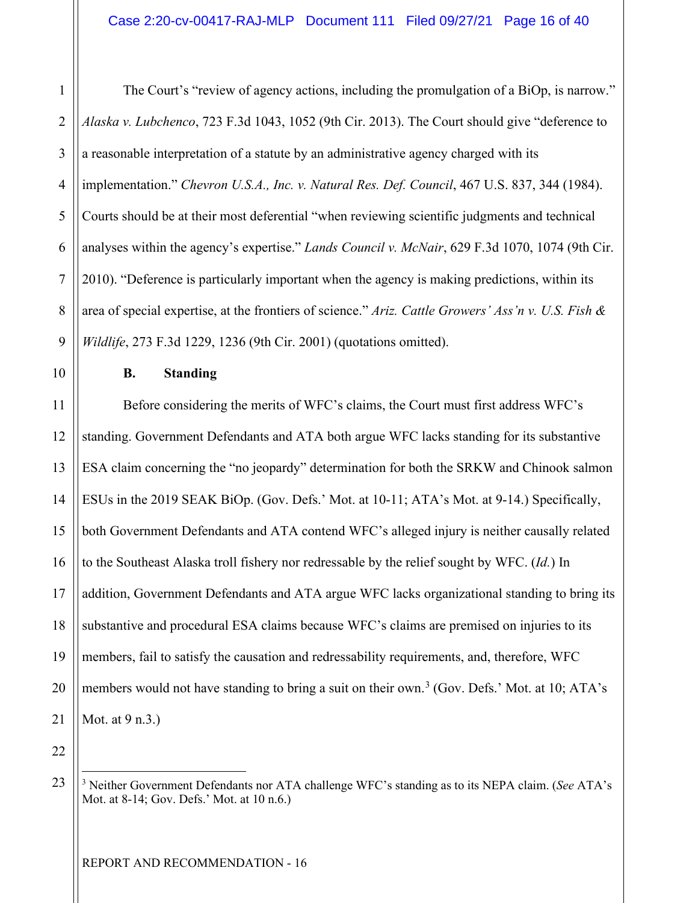The Court's "review of agency actions, including the promulgation of a BiOp, is narrow." *Alaska v. Lubchenco*, 723 F.3d 1043, 1052 (9th Cir. 2013). The Court should give "deference to a reasonable interpretation of a statute by an administrative agency charged with its implementation." *Chevron U.S.A., Inc. v. Natural Res. Def. Council*, 467 U.S. 837, 344 (1984). Courts should be at their most deferential "when reviewing scientific judgments and technical analyses within the agency's expertise." *Lands Council v. McNair*, 629 F.3d 1070, 1074 (9th Cir. 2010). "Deference is particularly important when the agency is making predictions, within its area of special expertise, at the frontiers of science." *Ariz. Cattle Growers' Ass'n v. U.S. Fish & Wildlife*, 273 F.3d 1229, 1236 (9th Cir. 2001) (quotations omitted).

### B. Standing

Before considering the merits of WFC's claims, the Court must first address WFC's standing. Government Defendants and ATA both argue WFC lacks standing for its substantive ESA claim concerning the "no jeopardy" determination for both the SRKW and Chinook salmon ESUs in the 2019 SEAK BiOp. (Gov. Defs.' Mot. at 10-11; ATA's Mot. at 9-14.) Specifically, both Government Defendants and ATA contend WFC's alleged injury is neither causally related to the Southeast Alaska troll fishery nor redressable by the relief sought by WFC. (*Id.*) In addition, Government Defendants and ATA argue WFC lacks organizational standing to bring its substantive and procedural ESA claims because WFC's claims are premised on injuries to its members, fail to satisfy the causation and redressability requirements, and, therefore, WFC members would not have standing to bring a suit on their own.[3] (Gov. Defs.' Mot. at 10; ATA's Mot. at 9 n.3.)

---

[3] Neither Government Defendants nor ATA challenge WFC's standing as to its NEPA claim. (*See* ATA's Mot. at 8-14; Gov. Defs.' Mot. at 10 n.6.)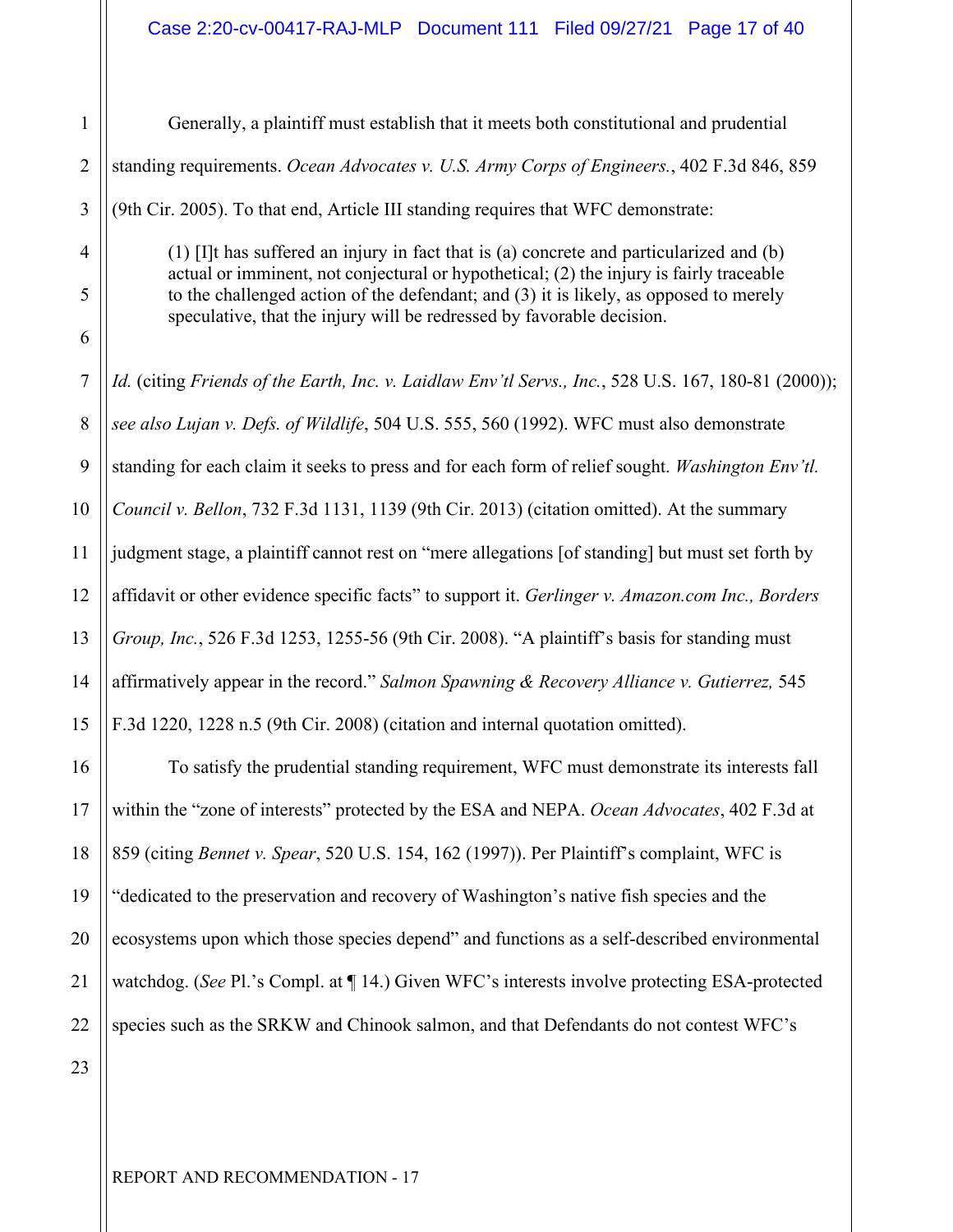Generally, a plaintiff must establish that it meets both constitutional and prudential standing requirements. *Ocean Advocates v. U.S. Army Corps of Engineers.*, 402 F.3d 846, 859 (9th Cir. 2005). To that end, Article III standing requires that WFC demonstrate:

> (1) [I]t has suffered an injury in fact that is (a) concrete and particularized and (b) actual or imminent, not conjectural or hypothetical; (2) the injury is fairly traceable to the challenged action of the defendant; and (3) it is likely, as opposed to merely speculative, that the injury will be redressed by favorable decision.

*Id.* (citing *Friends of the Earth, Inc. v. Laidlaw Env'tl Servs., Inc.*, 528 U.S. 167, 180-81 (2000)); *see also Lujan v. Defs. of Wildlife*, 504 U.S. 555, 560 (1992). WFC must also demonstrate standing for each claim it seeks to press and for each form of relief sought. *Washington Env'tl. Council v. Bellon*, 732 F.3d 1131, 1139 (9th Cir. 2013) (citation omitted). At the summary judgment stage, a plaintiff cannot rest on "mere allegations [of standing] but must set forth by affidavit or other evidence specific facts" to support it. *Gerlinger v. Amazon.com Inc., Borders Group, Inc.*, 526 F.3d 1253, 1255-56 (9th Cir. 2008). "A plaintiff's basis for standing must affirmatively appear in the record." *Salmon Spawning & Recovery Alliance v. Gutierrez,* 545 F.3d 1220, 1228 n.5 (9th Cir. 2008) (citation and internal quotation omitted).

To satisfy the prudential standing requirement, WFC must demonstrate its interests fall within the "zone of interests" protected by the ESA and NEPA. *Ocean Advocates*, 402 F.3d at 859 (citing *Bennet v. Spear*, 520 U.S. 154, 162 (1997)). Per Plaintiff's complaint, WFC is "dedicated to the preservation and recovery of Washington's native fish species and the ecosystems upon which those species depend" and functions as a self-described environmental watchdog. (*See* Pl.'s Compl. at ¶ 14.) Given WFC's interests involve protecting ESA-protected species such as the SRKW and Chinook salmon, and that Defendants do not contest WFC's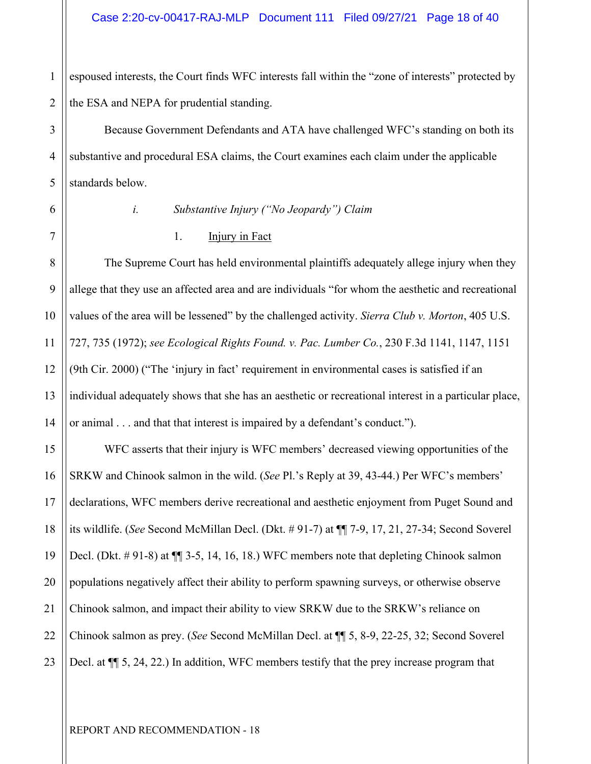espoused interests, the Court finds WFC interests fall within the "zone of interests" protected by the ESA and NEPA for prudential standing.

Because Government Defendants and ATA have challenged WFC's standing on both its substantive and procedural ESA claims, the Court examines each claim under the applicable standards below.

*i. Substantive Injury ("No Jeopardy") Claim*

1. <u>Injury in Fact</u>

The Supreme Court has held environmental plaintiffs adequately allege injury when they allege that they use an affected area and are individuals "for whom the aesthetic and recreational values of the area will be lessened" by the challenged activity. *Sierra Club v. Morton*, 405 U.S. 727, 735 (1972); *see Ecological Rights Found. v. Pac. Lumber Co.*, 230 F.3d 1141, 1147, 1151 (9th Cir. 2000) ("The 'injury in fact' requirement in environmental cases is satisfied if an individual adequately shows that she has an aesthetic or recreational interest in a particular place, or animal . . . and that that interest is impaired by a defendant's conduct.").

WFC asserts that their injury is WFC members' decreased viewing opportunities of the SRKW and Chinook salmon in the wild. (*See* Pl.'s Reply at 39, 43-44.) Per WFC's members' declarations, WFC members derive recreational and aesthetic enjoyment from Puget Sound and its wildlife. (*See* Second McMillan Decl. (Dkt. # 91-7) at ¶¶ 7-9, 17, 21, 27-34; Second Soverel Decl. (Dkt. # 91-8) at ¶¶ 3-5, 14, 16, 18.) WFC members note that depleting Chinook salmon populations negatively affect their ability to perform spawning surveys, or otherwise observe Chinook salmon, and impact their ability to view SRKW due to the SRKW's reliance on Chinook salmon as prey. (*See* Second McMillan Decl. at ¶¶ 5, 8-9, 22-25, 32; Second Soverel Decl. at ¶¶ 5, 24, 22.) In addition, WFC members testify that the prey increase program that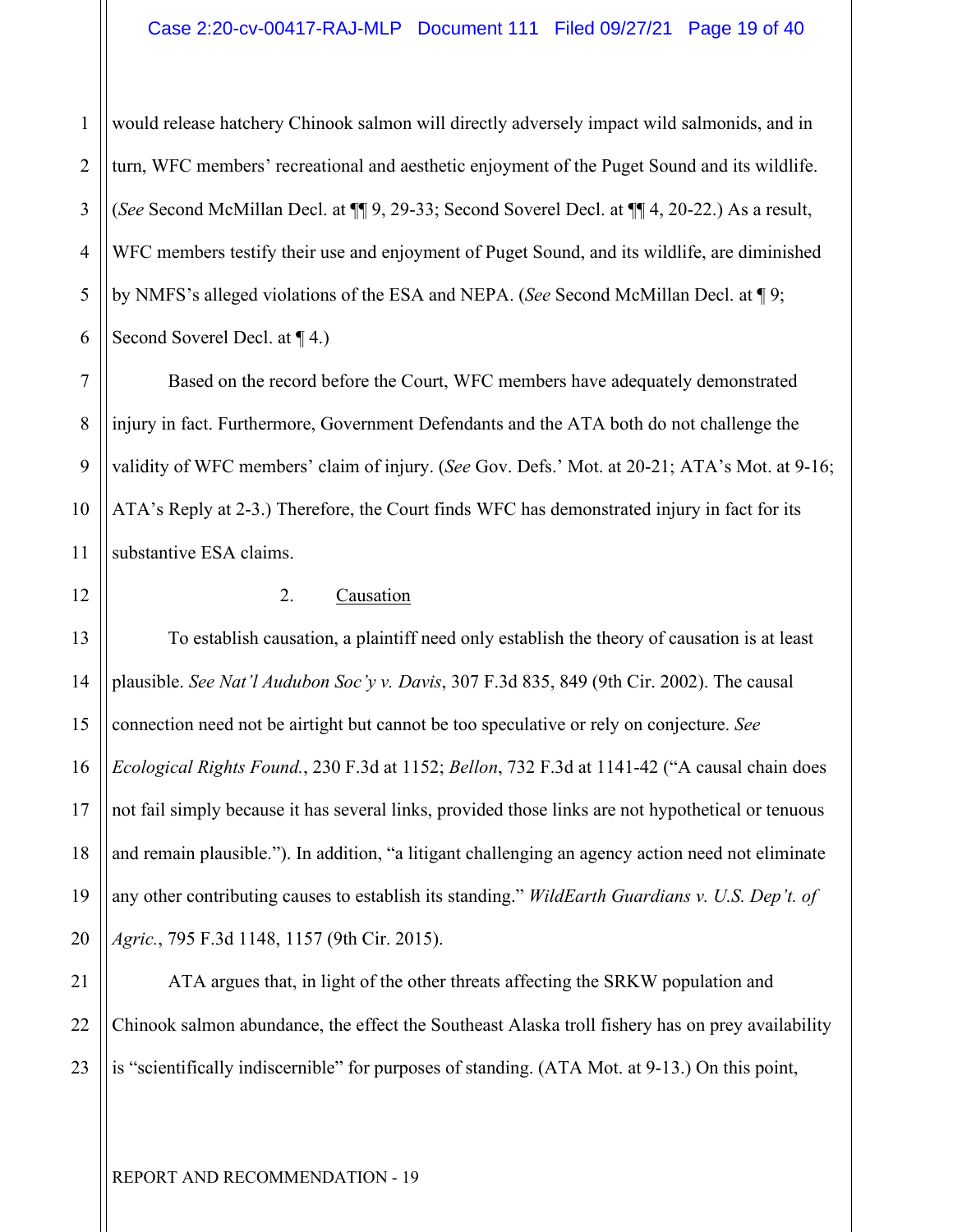would release hatchery Chinook salmon will directly adversely impact wild salmonids, and in turn, WFC members' recreational and aesthetic enjoyment of the Puget Sound and its wildlife. (*See* Second McMillan Decl. at ¶¶ 9, 29-33; Second Soverel Decl. at ¶¶ 4, 20-22.) As a result, WFC members testify their use and enjoyment of Puget Sound, and its wildlife, are diminished by NMFS's alleged violations of the ESA and NEPA. (*See* Second McMillan Decl. at ¶ 9; Second Soverel Decl. at ¶ 4.)

Based on the record before the Court, WFC members have adequately demonstrated injury in fact. Furthermore, Government Defendants and the ATA both do not challenge the validity of WFC members' claim of injury. (*See* Gov. Defs.' Mot. at 20-21; ATA's Mot. at 9-16; ATA's Reply at 2-3.) Therefore, the Court finds WFC has demonstrated injury in fact for its substantive ESA claims.

2. Causation

To establish causation, a plaintiff need only establish the theory of causation is at least plausible. *See Nat'l Audubon Soc'y v. Davis*, 307 F.3d 835, 849 (9th Cir. 2002). The causal connection need not be airtight but cannot be too speculative or rely on conjecture. *See Ecological Rights Found.*, 230 F.3d at 1152; *Bellon*, 732 F.3d at 1141-42 ("A causal chain does not fail simply because it has several links, provided those links are not hypothetical or tenuous and remain plausible."). In addition, "a litigant challenging an agency action need not eliminate any other contributing causes to establish its standing." *WildEarth Guardians v. U.S. Dep't. of Agric.*, 795 F.3d 1148, 1157 (9th Cir. 2015).

ATA argues that, in light of the other threats affecting the SRKW population and Chinook salmon abundance, the effect the Southeast Alaska troll fishery has on prey availability is "scientifically indiscernible" for purposes of standing. (ATA Mot. at 9-13.) On this point,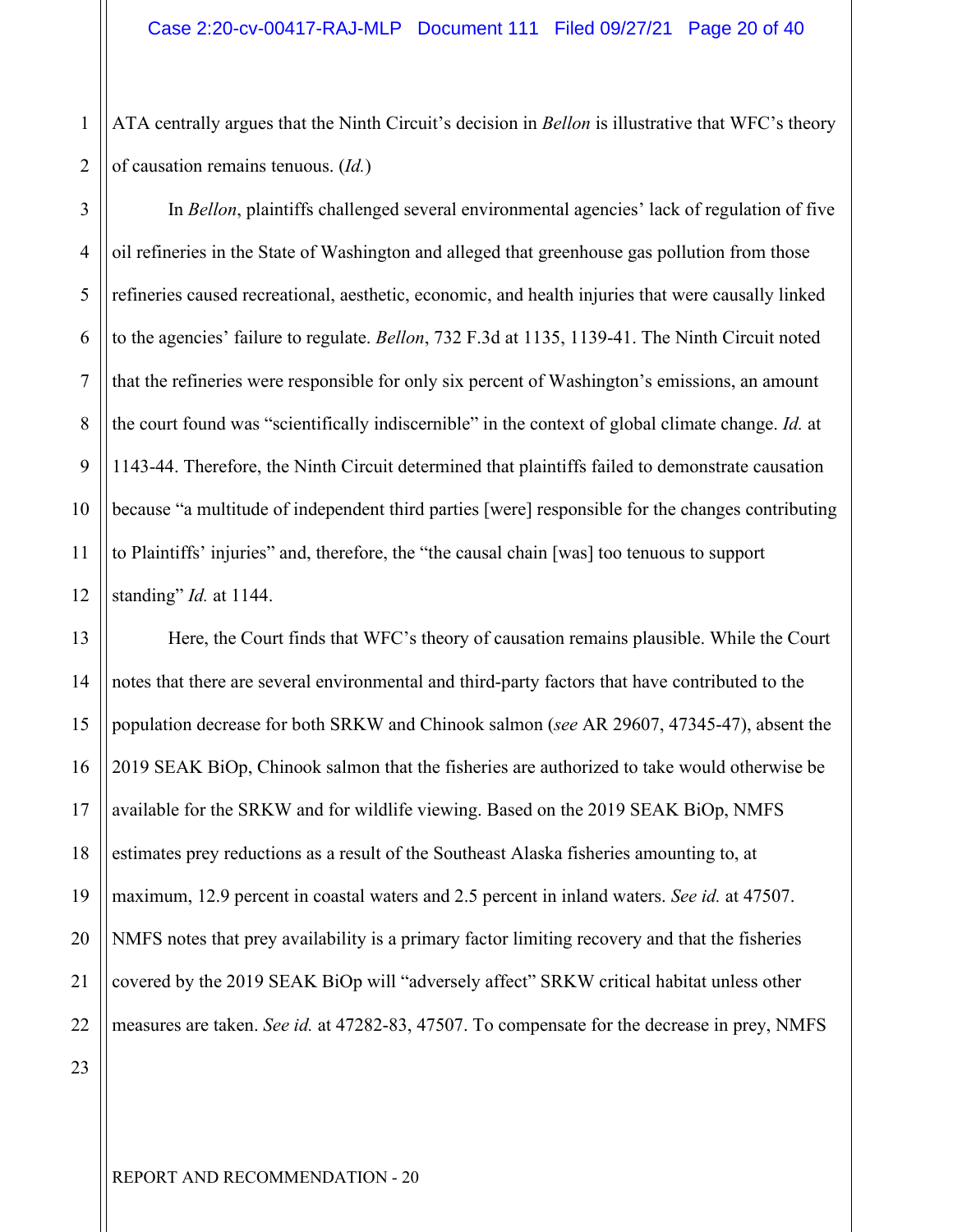ATA centrally argues that the Ninth Circuit's decision in *Bellon* is illustrative that WFC's theory of causation remains tenuous. (*Id.*)

In *Bellon*, plaintiffs challenged several environmental agencies' lack of regulation of five oil refineries in the State of Washington and alleged that greenhouse gas pollution from those refineries caused recreational, aesthetic, economic, and health injuries that were causally linked to the agencies' failure to regulate. *Bellon*, 732 F.3d at 1135, 1139-41. The Ninth Circuit noted that the refineries were responsible for only six percent of Washington's emissions, an amount the court found was "scientifically indiscernible" in the context of global climate change. *Id.* at 1143-44. Therefore, the Ninth Circuit determined that plaintiffs failed to demonstrate causation because "a multitude of independent third parties [were] responsible for the changes contributing to Plaintiffs' injuries" and, therefore, the "the causal chain [was] too tenuous to support standing" *Id.* at 1144.

Here, the Court finds that WFC's theory of causation remains plausible. While the Court notes that there are several environmental and third-party factors that have contributed to the population decrease for both SRKW and Chinook salmon (*see* AR 29607, 47345-47), absent the 2019 SEAK BiOp, Chinook salmon that the fisheries are authorized to take would otherwise be available for the SRKW and for wildlife viewing. Based on the 2019 SEAK BiOp, NMFS estimates prey reductions as a result of the Southeast Alaska fisheries amounting to, at maximum, 12.9 percent in coastal waters and 2.5 percent in inland waters. *See id.* at 47507. NMFS notes that prey availability is a primary factor limiting recovery and that the fisheries covered by the 2019 SEAK BiOp will "adversely affect" SRKW critical habitat unless other measures are taken. *See id.* at 47282-83, 47507. To compensate for the decrease in prey, NMFS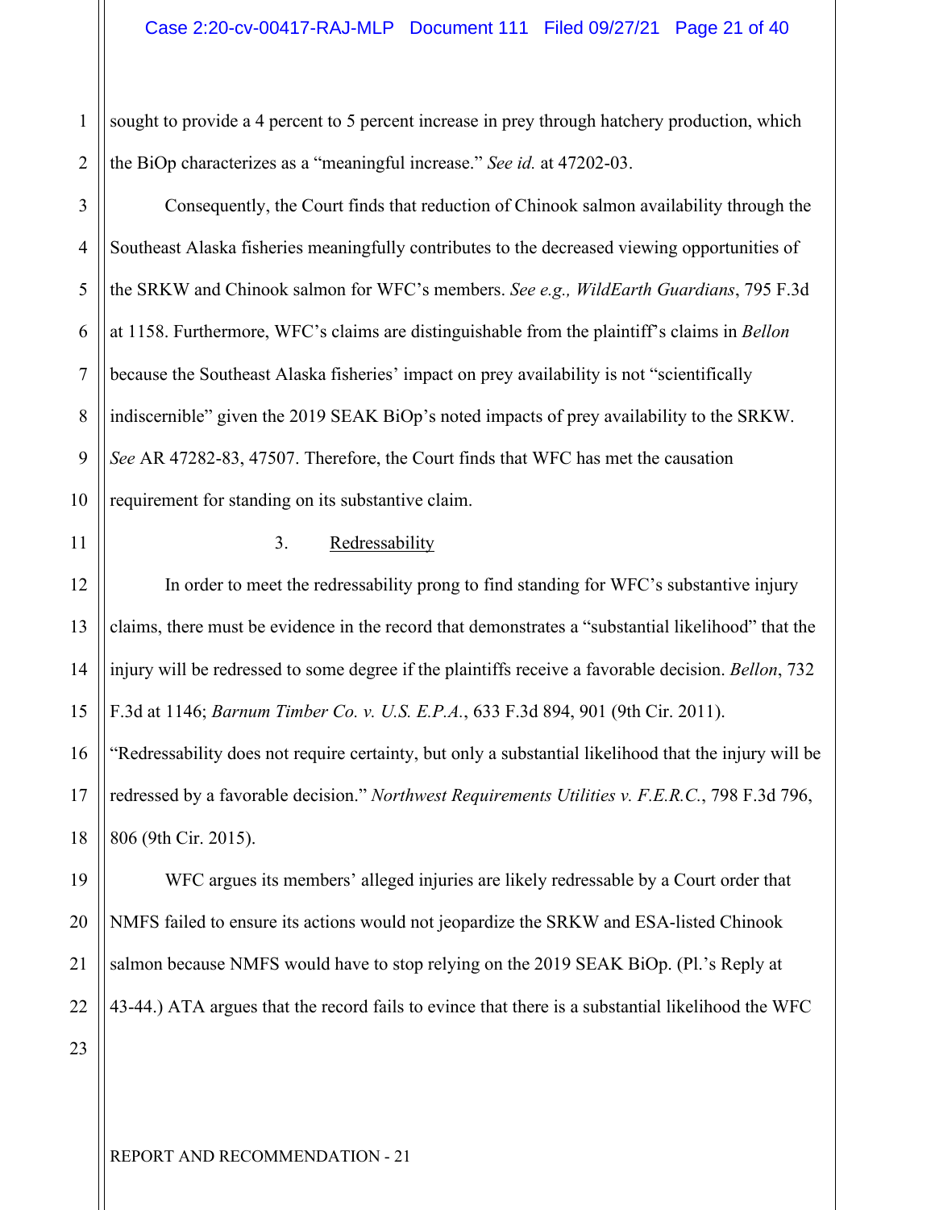sought to provide a 4 percent to 5 percent increase in prey through hatchery production, which the BiOp characterizes as a "meaningful increase." *See id.* at 47202-03.

Consequently, the Court finds that reduction of Chinook salmon availability through the Southeast Alaska fisheries meaningfully contributes to the decreased viewing opportunities of the SRKW and Chinook salmon for WFC's members. *See e.g., WildEarth Guardians*, 795 F.3d at 1158. Furthermore, WFC's claims are distinguishable from the plaintiff's claims in *Bellon* because the Southeast Alaska fisheries' impact on prey availability is not "scientifically indiscernible" given the 2019 SEAK BiOp's noted impacts of prey availability to the SRKW. *See* AR 47282-83, 47507. Therefore, the Court finds that WFC has met the causation requirement for standing on its substantive claim.

3. Redressability

In order to meet the redressability prong to find standing for WFC's substantive injury claims, there must be evidence in the record that demonstrates a "substantial likelihood" that the injury will be redressed to some degree if the plaintiffs receive a favorable decision. *Bellon*, 732 F.3d at 1146; *Barnum Timber Co. v. U.S. E.P.A.*, 633 F.3d 894, 901 (9th Cir. 2011). "Redressability does not require certainty, but only a substantial likelihood that the injury will be redressed by a favorable decision." *Northwest Requirements Utilities v. F.E.R.C.*, 798 F.3d 796, 806 (9th Cir. 2015).

WFC argues its members' alleged injuries are likely redressable by a Court order that NMFS failed to ensure its actions would not jeopardize the SRKW and ESA-listed Chinook salmon because NMFS would have to stop relying on the 2019 SEAK BiOp. (Pl.'s Reply at 43-44.) ATA argues that the record fails to evince that there is a substantial likelihood the WFC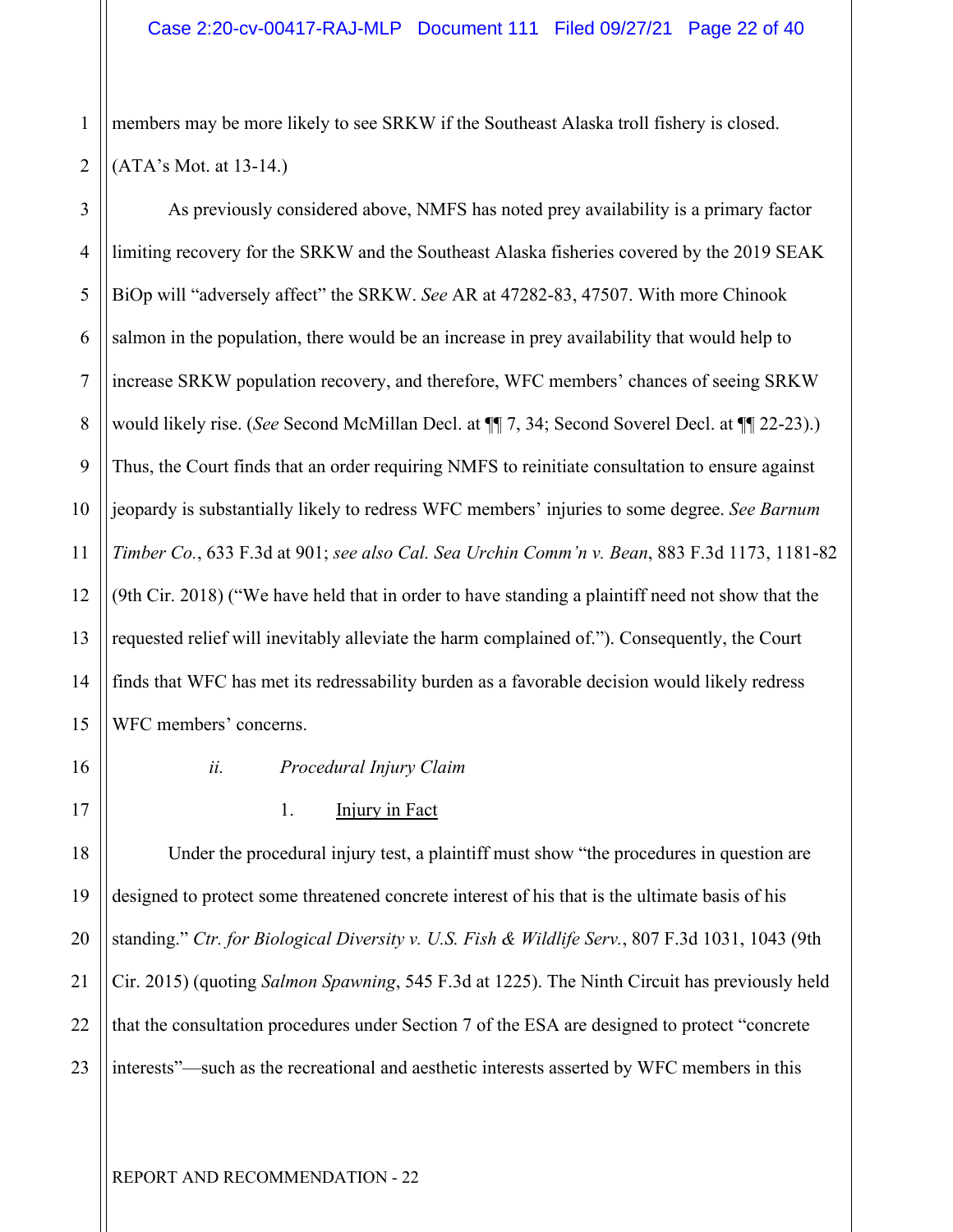members may be more likely to see SRKW if the Southeast Alaska troll fishery is closed. (ATA's Mot. at 13-14.)

As previously considered above, NMFS has noted prey availability is a primary factor limiting recovery for the SRKW and the Southeast Alaska fisheries covered by the 2019 SEAK BiOp will "adversely affect" the SRKW. *See* AR at 47282-83, 47507. With more Chinook salmon in the population, there would be an increase in prey availability that would help to increase SRKW population recovery, and therefore, WFC members' chances of seeing SRKW would likely rise. (*See* Second McMillan Decl. at ¶¶ 7, 34; Second Soverel Decl. at ¶¶ 22-23).) Thus, the Court finds that an order requiring NMFS to reinitiate consultation to ensure against jeopardy is substantially likely to redress WFC members' injuries to some degree. *See Barnum Timber Co.*, 633 F.3d at 901; *see also Cal. Sea Urchin Comm'n v. Bean*, 883 F.3d 1173, 1181-82 (9th Cir. 2018) ("We have held that in order to have standing a plaintiff need not show that the requested relief will inevitably alleviate the harm complained of."). Consequently, the Court finds that WFC has met its redressability burden as a favorable decision would likely redress WFC members' concerns.

*ii. Procedural Injury Claim*

1. Injury in Fact

Under the procedural injury test, a plaintiff must show "the procedures in question are designed to protect some threatened concrete interest of his that is the ultimate basis of his standing." *Ctr. for Biological Diversity v. U.S. Fish & Wildlife Serv.*, 807 F.3d 1031, 1043 (9th Cir. 2015) (quoting *Salmon Spawning*, 545 F.3d at 1225). The Ninth Circuit has previously held that the consultation procedures under Section 7 of the ESA are designed to protect "concrete interests"—such as the recreational and aesthetic interests asserted by WFC members in this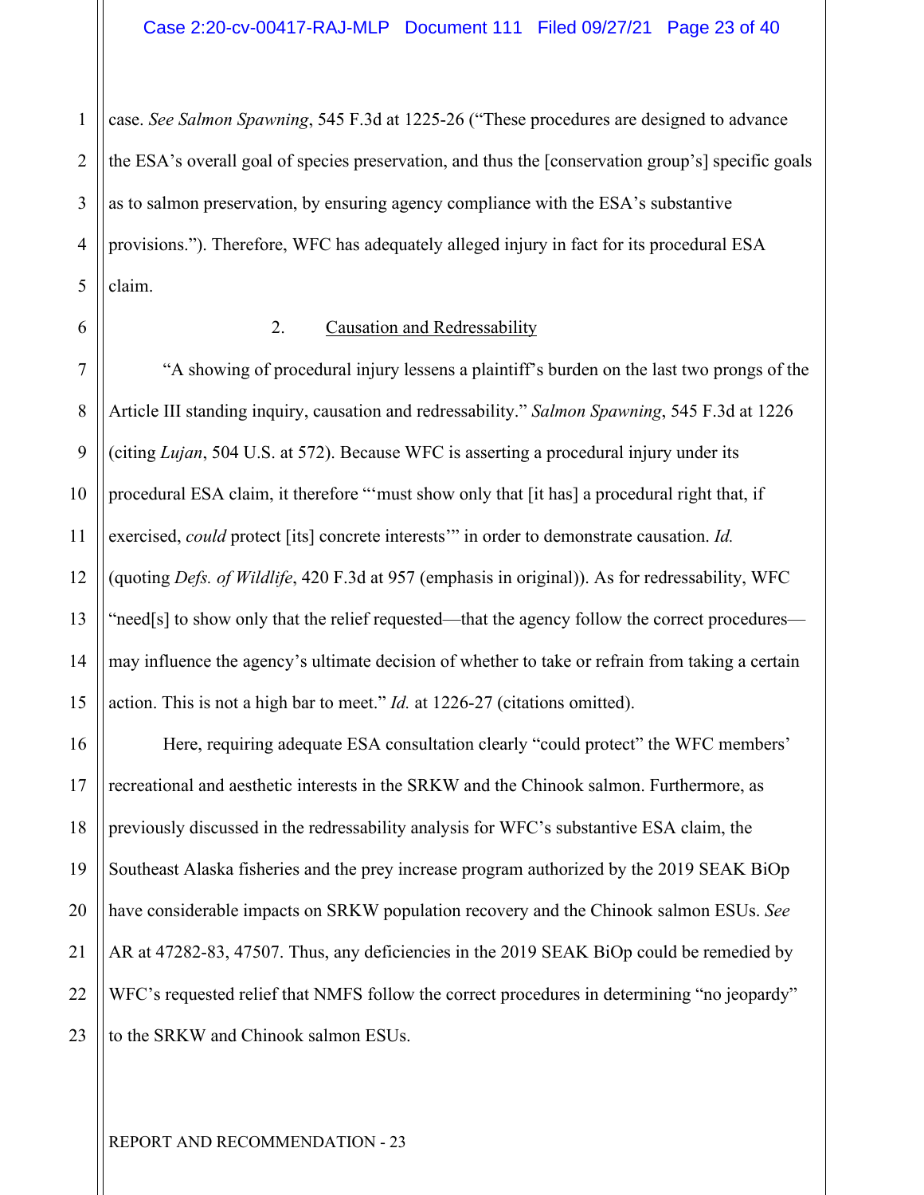case. *See Salmon Spawning*, 545 F.3d at 1225-26 ("These procedures are designed to advance the ESA's overall goal of species preservation, and thus the [conservation group's] specific goals as to salmon preservation, by ensuring agency compliance with the ESA's substantive provisions."). Therefore, WFC has adequately alleged injury in fact for its procedural ESA claim.

2. Causation and Redressability

"A showing of procedural injury lessens a plaintiff's burden on the last two prongs of the Article III standing inquiry, causation and redressability." *Salmon Spawning*, 545 F.3d at 1226 (citing *Lujan*, 504 U.S. at 572). Because WFC is asserting a procedural injury under its procedural ESA claim, it therefore "'must show only that [it has] a procedural right that, if exercised, *could* protect [its] concrete interests'" in order to demonstrate causation. *Id.* (quoting *Defs. of Wildlife*, 420 F.3d at 957 (emphasis in original)). As for redressability, WFC "need[s] to show only that the relief requested—that the agency follow the correct procedures—may influence the agency's ultimate decision of whether to take or refrain from taking a certain action. This is not a high bar to meet." *Id.* at 1226-27 (citations omitted).

Here, requiring adequate ESA consultation clearly "could protect" the WFC members' recreational and aesthetic interests in the SRKW and the Chinook salmon. Furthermore, as previously discussed in the redressability analysis for WFC's substantive ESA claim, the Southeast Alaska fisheries and the prey increase program authorized by the 2019 SEAK BiOp have considerable impacts on SRKW population recovery and the Chinook salmon ESUs. *See* AR at 47282-83, 47507. Thus, any deficiencies in the 2019 SEAK BiOp could be remedied by WFC's requested relief that NMFS follow the correct procedures in determining "no jeopardy" to the SRKW and Chinook salmon ESUs.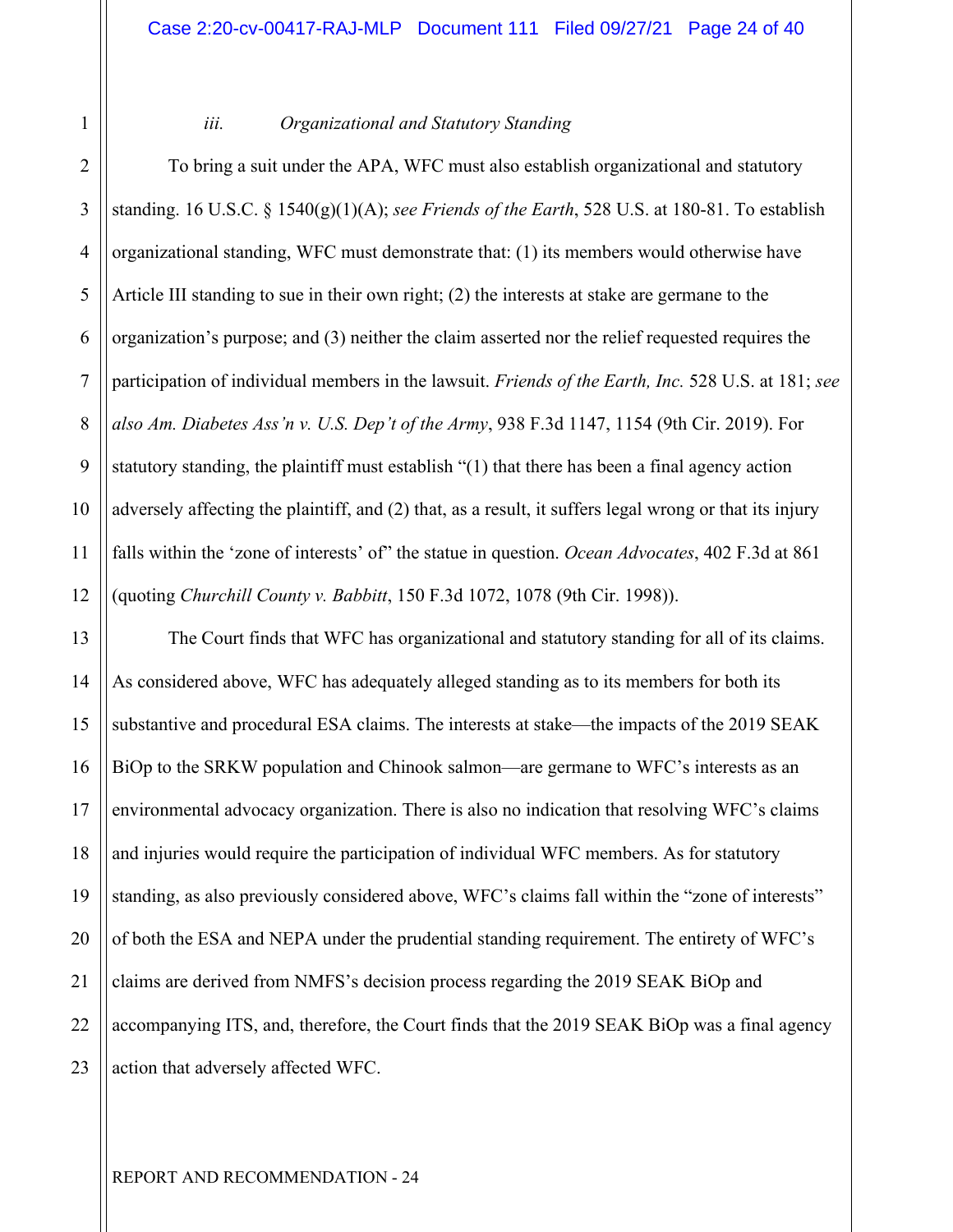### *iii. Organizational and Statutory Standing*

To bring a suit under the APA, WFC must also establish organizational and statutory standing. 16 U.S.C. § 1540(g)(1)(A); *see Friends of the Earth*, 528 U.S. at 180-81. To establish organizational standing, WFC must demonstrate that: (1) its members would otherwise have Article III standing to sue in their own right; (2) the interests at stake are germane to the organization's purpose; and (3) neither the claim asserted nor the relief requested requires the participation of individual members in the lawsuit. *Friends of the Earth, Inc.* 528 U.S. at 181; *see also Am. Diabetes Ass'n v. U.S. Dep't of the Army*, 938 F.3d 1147, 1154 (9th Cir. 2019). For statutory standing, the plaintiff must establish "(1) that there has been a final agency action adversely affecting the plaintiff, and (2) that, as a result, it suffers legal wrong or that its injury falls within the 'zone of interests' of" the statue in question. *Ocean Advocates*, 402 F.3d at 861 (quoting *Churchill County v. Babbitt*, 150 F.3d 1072, 1078 (9th Cir. 1998)).

The Court finds that WFC has organizational and statutory standing for all of its claims. As considered above, WFC has adequately alleged standing as to its members for both its substantive and procedural ESA claims. The interests at stake—the impacts of the 2019 SEAK BiOp to the SRKW population and Chinook salmon—are germane to WFC's interests as an environmental advocacy organization. There is also no indication that resolving WFC's claims and injuries would require the participation of individual WFC members. As for statutory standing, as also previously considered above, WFC's claims fall within the "zone of interests" of both the ESA and NEPA under the prudential standing requirement. The entirety of WFC's claims are derived from NMFS's decision process regarding the 2019 SEAK BiOp and accompanying ITS, and, therefore, the Court finds that the 2019 SEAK BiOp was a final agency action that adversely affected WFC.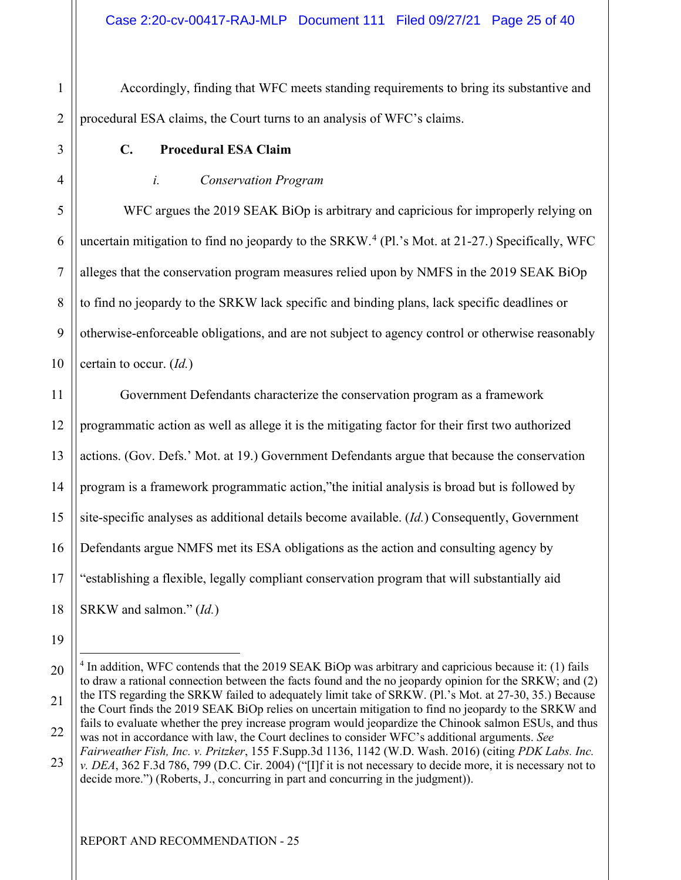Accordingly, finding that WFC meets standing requirements to bring its substantive and procedural ESA claims, the Court turns to an analysis of WFC's claims.

### C. Procedural ESA Claim

#### *i. Conservation Program*

WFC argues the 2019 SEAK BiOp is arbitrary and capricious for improperly relying on uncertain mitigation to find no jeopardy to the SRKW.[4] (Pl.'s Mot. at 21-27.) Specifically, WFC alleges that the conservation program measures relied upon by NMFS in the 2019 SEAK BiOp to find no jeopardy to the SRKW lack specific and binding plans, lack specific deadlines or otherwise-enforceable obligations, and are not subject to agency control or otherwise reasonably certain to occur. (*Id.*)

Government Defendants characterize the conservation program as a framework programmatic action as well as allege it is the mitigating factor for their first two authorized actions. (Gov. Defs.' Mot. at 19.) Government Defendants argue that because the conservation program is a framework programmatic action,"the initial analysis is broad but is followed by site-specific analyses as additional details become available. (*Id.*) Consequently, Government Defendants argue NMFS met its ESA obligations as the action and consulting agency by "establishing a flexible, legally compliant conservation program that will substantially aid SRKW and salmon." (*Id.*)

---

[4] In addition, WFC contends that the 2019 SEAK BiOp was arbitrary and capricious because it: (1) fails to draw a rational connection between the facts found and the no jeopardy opinion for the SRKW; and (2) the ITS regarding the SRKW failed to adequately limit take of SRKW. (Pl.'s Mot. at 27-30, 35.) Because the Court finds the 2019 SEAK BiOp relies on uncertain mitigation to find no jeopardy to the SRKW and fails to evaluate whether the prey increase program would jeopardize the Chinook salmon ESUs, and thus was not in accordance with law, the Court declines to consider WFC's additional arguments. *See Fairweather Fish, Inc. v. Pritzker*, 155 F.Supp.3d 1136, 1142 (W.D. Wash. 2016) (citing *PDK Labs. Inc. v. DEA*, 362 F.3d 786, 799 (D.C. Cir. 2004) ("[I]f it is not necessary to decide more, it is necessary not to decide more.") (Roberts, J., concurring in part and concurring in the judgment)).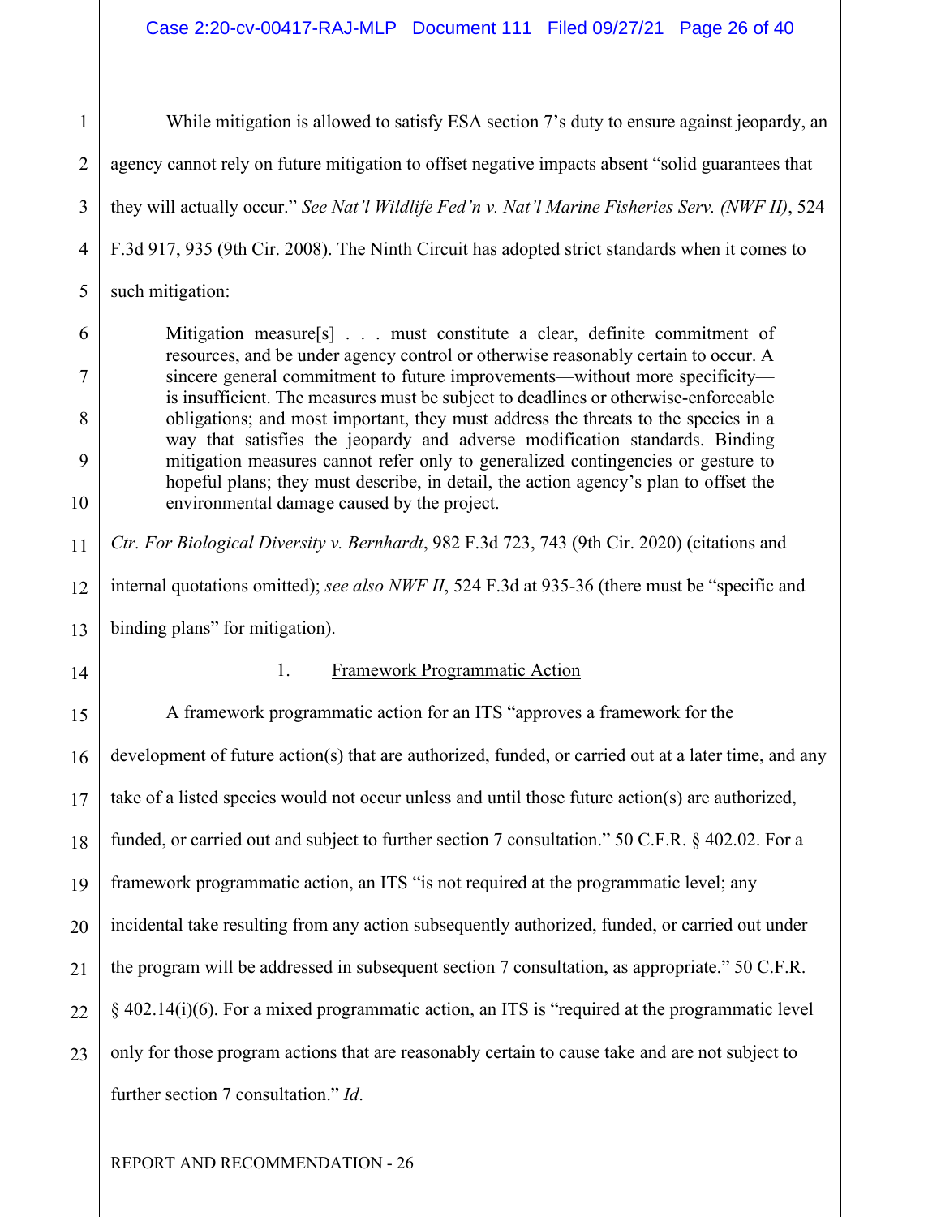While mitigation is allowed to satisfy ESA section 7's duty to ensure against jeopardy, an agency cannot rely on future mitigation to offset negative impacts absent "solid guarantees that they will actually occur." *See Nat'l Wildlife Fed'n v. Nat'l Marine Fisheries Serv. (NWF II)*, 524 F.3d 917, 935 (9th Cir. 2008). The Ninth Circuit has adopted strict standards when it comes to such mitigation:

> Mitigation measure[s] . . . must constitute a clear, definite commitment of resources, and be under agency control or otherwise reasonably certain to occur. A sincere general commitment to future improvements—without more specificity—is insufficient. The measures must be subject to deadlines or otherwise-enforceable obligations; and most important, they must address the threats to the species in a way that satisfies the jeopardy and adverse modification standards. Binding mitigation measures cannot refer only to generalized contingencies or gesture to hopeful plans; they must describe, in detail, the action agency's plan to offset the environmental damage caused by the project.

*Ctr. For Biological Diversity v. Bernhardt*, 982 F.3d 723, 743 (9th Cir. 2020) (citations and internal quotations omitted); *see also NWF II*, 524 F.3d at 935-36 (there must be "specific and binding plans" for mitigation).

1. Framework Programmatic Action

A framework programmatic action for an ITS "approves a framework for the development of future action(s) that are authorized, funded, or carried out at a later time, and any take of a listed species would not occur unless and until those future action(s) are authorized, funded, or carried out and subject to further section 7 consultation." 50 C.F.R. § 402.02. For a framework programmatic action, an ITS "is not required at the programmatic level; any incidental take resulting from any action subsequently authorized, funded, or carried out under the program will be addressed in subsequent section 7 consultation, as appropriate." 50 C.F.R. § 402.14(i)(6). For a mixed programmatic action, an ITS is "required at the programmatic level only for those program actions that are reasonably certain to cause take and are not subject to further section 7 consultation." *Id*.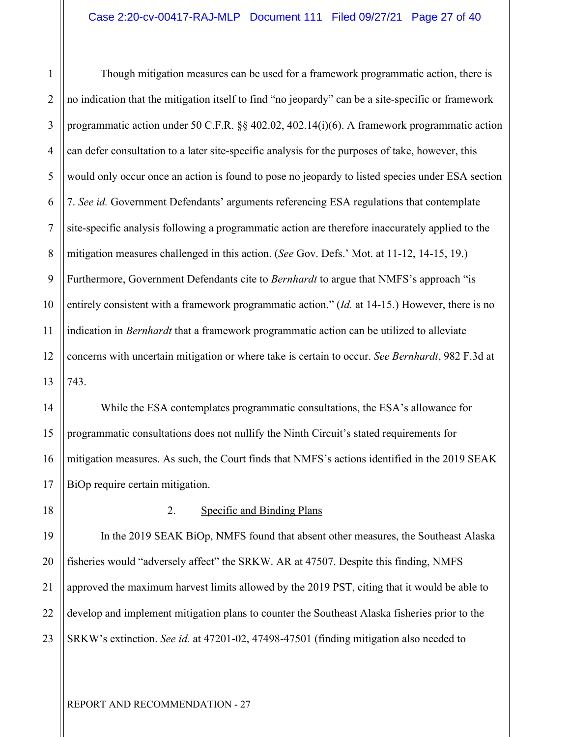Though mitigation measures can be used for a framework programmatic action, there is no indication that the mitigation itself to find "no jeopardy" can be a site-specific or framework programmatic action under 50 C.F.R. §§ 402.02, 402.14(i)(6). A framework programmatic action can defer consultation to a later site-specific analysis for the purposes of take, however, this would only occur once an action is found to pose no jeopardy to listed species under ESA section 7. *See id.* Government Defendants' arguments referencing ESA regulations that contemplate site-specific analysis following a programmatic action are therefore inaccurately applied to the mitigation measures challenged in this action. (*See* Gov. Defs.' Mot. at 11-12, 14-15, 19.) Furthermore, Government Defendants cite to *Bernhardt* to argue that NMFS's approach "is entirely consistent with a framework programmatic action." (*Id.* at 14-15.) However, there is no indication in *Bernhardt* that a framework programmatic action can be utilized to alleviate concerns with uncertain mitigation or where take is certain to occur. *See Bernhardt*, 982 F.3d at 743.

While the ESA contemplates programmatic consultations, the ESA's allowance for programmatic consultations does not nullify the Ninth Circuit's stated requirements for mitigation measures. As such, the Court finds that NMFS's actions identified in the 2019 SEAK BiOp require certain mitigation.

2. Specific and Binding Plans

In the 2019 SEAK BiOp, NMFS found that absent other measures, the Southeast Alaska fisheries would "adversely affect" the SRKW. AR at 47507. Despite this finding, NMFS approved the maximum harvest limits allowed by the 2019 PST, citing that it would be able to develop and implement mitigation plans to counter the Southeast Alaska fisheries prior to the SRKW's extinction. *See id.* at 47201-02, 47498-47501 (finding mitigation also needed to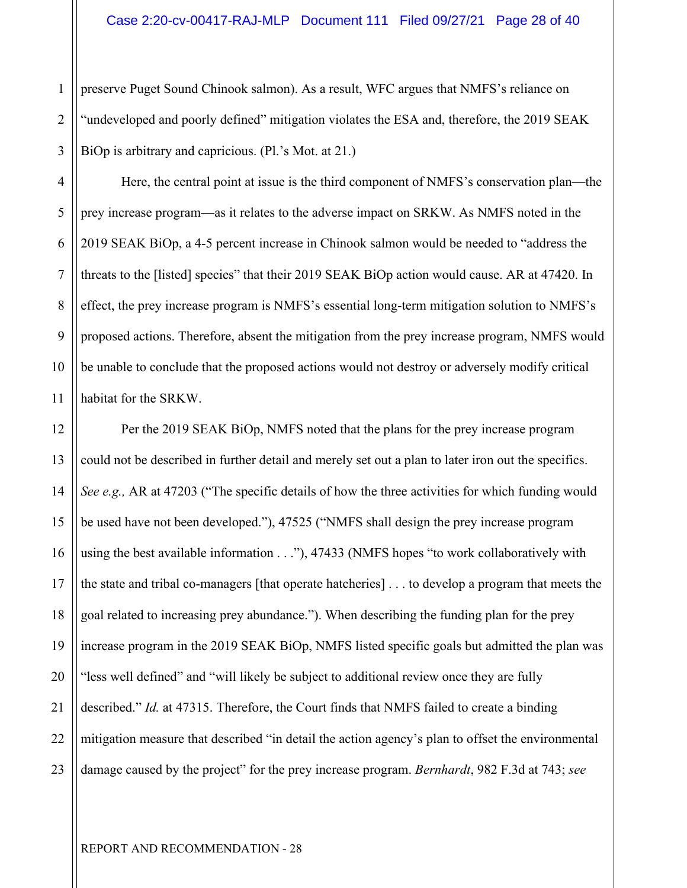preserve Puget Sound Chinook salmon). As a result, WFC argues that NMFS's reliance on "undeveloped and poorly defined" mitigation violates the ESA and, therefore, the 2019 SEAK BiOp is arbitrary and capricious. (Pl.'s Mot. at 21.)

Here, the central point at issue is the third component of NMFS's conservation plan—the prey increase program—as it relates to the adverse impact on SRKW. As NMFS noted in the 2019 SEAK BiOp, a 4-5 percent increase in Chinook salmon would be needed to "address the threats to the [listed] species" that their 2019 SEAK BiOp action would cause. AR at 47420. In effect, the prey increase program is NMFS's essential long-term mitigation solution to NMFS's proposed actions. Therefore, absent the mitigation from the prey increase program, NMFS would be unable to conclude that the proposed actions would not destroy or adversely modify critical habitat for the SRKW.

Per the 2019 SEAK BiOp, NMFS noted that the plans for the prey increase program could not be described in further detail and merely set out a plan to later iron out the specifics. *See e.g.,* AR at 47203 ("The specific details of how the three activities for which funding would be used have not been developed."), 47525 ("NMFS shall design the prey increase program using the best available information . . ."), 47433 (NMFS hopes "to work collaboratively with the state and tribal co-managers [that operate hatcheries] . . . to develop a program that meets the goal related to increasing prey abundance."). When describing the funding plan for the prey increase program in the 2019 SEAK BiOp, NMFS listed specific goals but admitted the plan was "less well defined" and "will likely be subject to additional review once they are fully described." *Id.* at 47315. Therefore, the Court finds that NMFS failed to create a binding mitigation measure that described "in detail the action agency's plan to offset the environmental damage caused by the project" for the prey increase program. *Bernhardt*, 982 F.3d at 743; *see*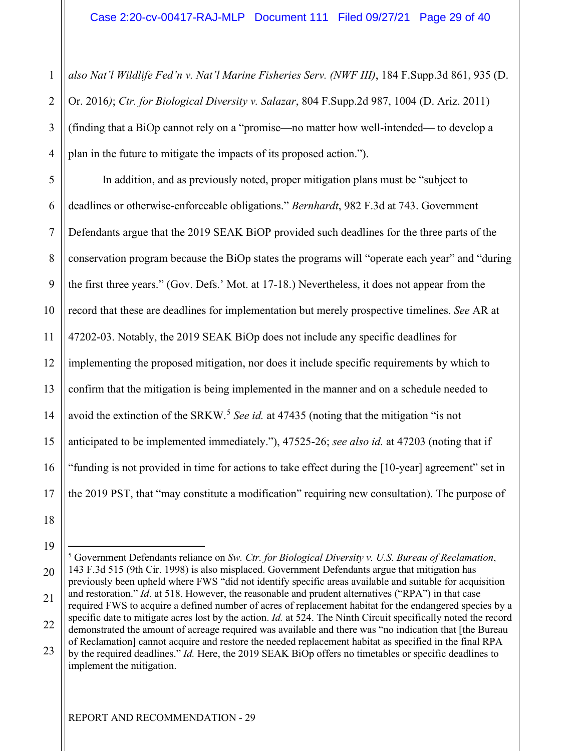*also Nat'l Wildlife Fed'n v. Nat'l Marine Fisheries Serv. (NWF III)*, 184 F.Supp.3d 861, 935 (D. Or. 2016*)*; *Ctr. for Biological Diversity v. Salazar*, 804 F.Supp.2d 987, 1004 (D. Ariz. 2011) (finding that a BiOp cannot rely on a "promise—no matter how well-intended— to develop a plan in the future to mitigate the impacts of its proposed action.").

In addition, and as previously noted, proper mitigation plans must be "subject to deadlines or otherwise-enforceable obligations." *Bernhardt*, 982 F.3d at 743. Government Defendants argue that the 2019 SEAK BiOP provided such deadlines for the three parts of the conservation program because the BiOp states the programs will "operate each year" and "during the first three years." (Gov. Defs.' Mot. at 17-18.) Nevertheless, it does not appear from the record that these are deadlines for implementation but merely prospective timelines. *See* AR at 47202-03. Notably, the 2019 SEAK BiOp does not include any specific deadlines for implementing the proposed mitigation, nor does it include specific requirements by which to confirm that the mitigation is being implemented in the manner and on a schedule needed to avoid the extinction of the SRKW.[5] *See id.* at 47435 (noting that the mitigation "is not anticipated to be implemented immediately."), 47525-26; *see also id.* at 47203 (noting that if "funding is not provided in time for actions to take effect during the [10-year] agreement" set in the 2019 PST, that "may constitute a modification" requiring new consultation). The purpose of

---

[5] Government Defendants reliance on *Sw. Ctr. for Biological Diversity v. U.S. Bureau of Reclamation*, 143 F.3d 515 (9th Cir. 1998) is also misplaced. Government Defendants argue that mitigation has previously been upheld where FWS "did not identify specific areas available and suitable for acquisition and restoration." *Id*. at 518. However, the reasonable and prudent alternatives ("RPA") in that case required FWS to acquire a defined number of acres of replacement habitat for the endangered species by a specific date to mitigate acres lost by the action. *Id.* at 524. The Ninth Circuit specifically noted the record demonstrated the amount of acreage required was available and there was "no indication that [the Bureau of Reclamation] cannot acquire and restore the needed replacement habitat as specified in the final RPA by the required deadlines." *Id.* Here, the 2019 SEAK BiOp offers no timetables or specific deadlines to implement the mitigation.

REPORT AND RECOMMENDATION - 29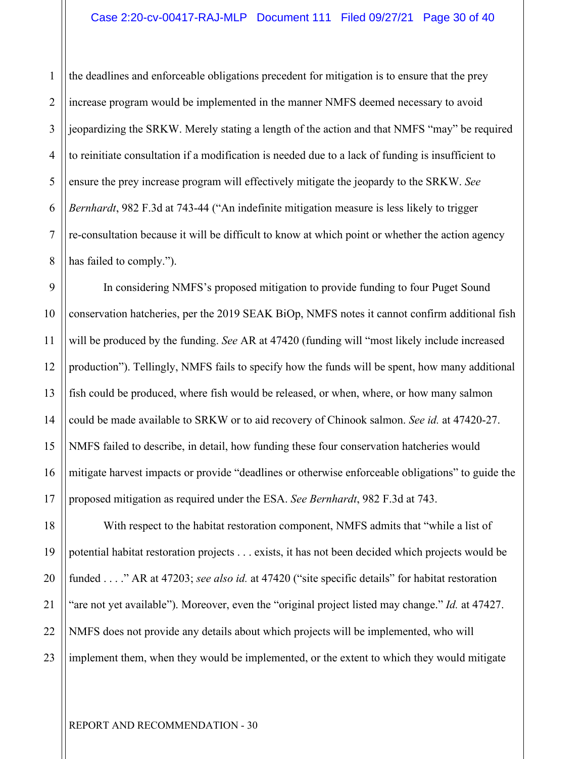the deadlines and enforceable obligations precedent for mitigation is to ensure that the prey increase program would be implemented in the manner NMFS deemed necessary to avoid jeopardizing the SRKW. Merely stating a length of the action and that NMFS "may" be required to reinitiate consultation if a modification is needed due to a lack of funding is insufficient to ensure the prey increase program will effectively mitigate the jeopardy to the SRKW. *See Bernhardt*, 982 F.3d at 743-44 ("An indefinite mitigation measure is less likely to trigger re-consultation because it will be difficult to know at which point or whether the action agency has failed to comply.").

In considering NMFS's proposed mitigation to provide funding to four Puget Sound conservation hatcheries, per the 2019 SEAK BiOp, NMFS notes it cannot confirm additional fish will be produced by the funding. *See* AR at 47420 (funding will "most likely include increased production"). Tellingly, NMFS fails to specify how the funds will be spent, how many additional fish could be produced, where fish would be released, or when, where, or how many salmon could be made available to SRKW or to aid recovery of Chinook salmon. *See id.* at 47420-27. NMFS failed to describe, in detail, how funding these four conservation hatcheries would mitigate harvest impacts or provide "deadlines or otherwise enforceable obligations" to guide the proposed mitigation as required under the ESA. *See Bernhardt*, 982 F.3d at 743.

With respect to the habitat restoration component, NMFS admits that "while a list of potential habitat restoration projects . . . exists, it has not been decided which projects would be funded . . . ." AR at 47203; *see also id.* at 47420 ("site specific details" for habitat restoration "are not yet available"). Moreover, even the "original project listed may change." *Id.* at 47427. NMFS does not provide any details about which projects will be implemented, who will implement them, when they would be implemented, or the extent to which they would mitigate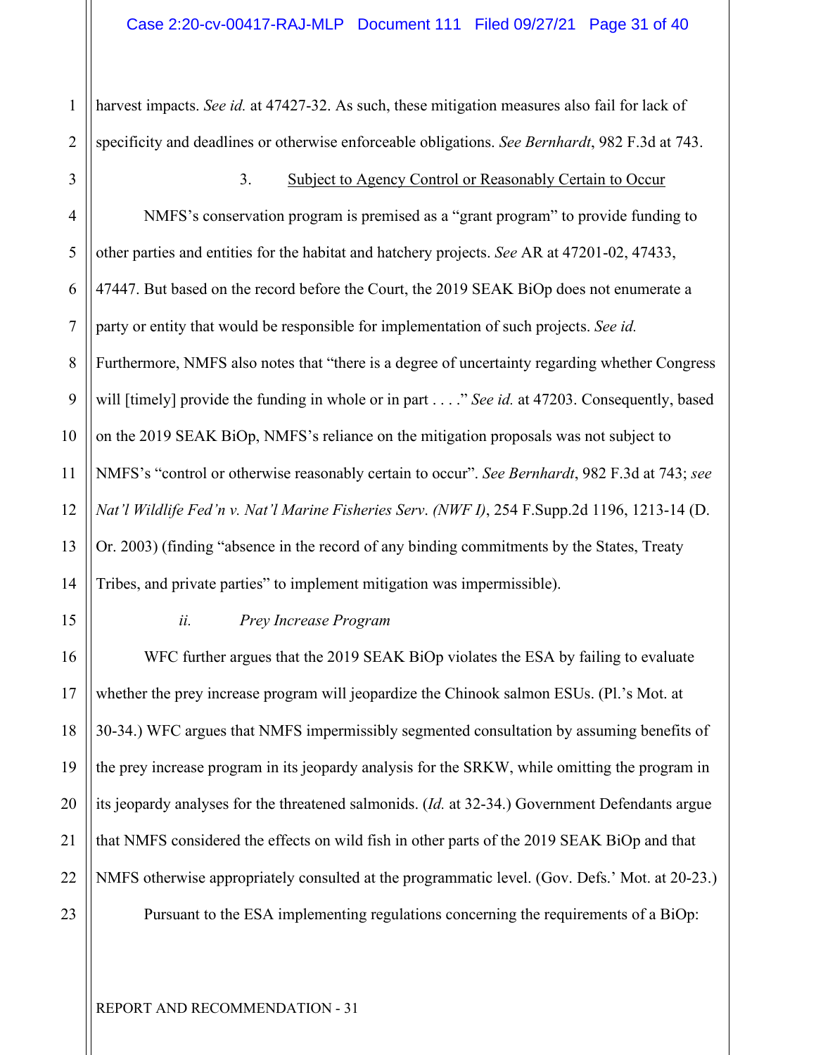harvest impacts. *See id.* at 47427-32. As such, these mitigation measures also fail for lack of specificity and deadlines or otherwise enforceable obligations. *See Bernhardt*, 982 F.3d at 743.

3. Subject to Agency Control or Reasonably Certain to Occur

NMFS's conservation program is premised as a "grant program" to provide funding to other parties and entities for the habitat and hatchery projects. *See* AR at 47201-02, 47433, 47447. But based on the record before the Court, the 2019 SEAK BiOp does not enumerate a party or entity that would be responsible for implementation of such projects. *See id.* Furthermore, NMFS also notes that "there is a degree of uncertainty regarding whether Congress will [timely] provide the funding in whole or in part . . . ." *See id.* at 47203. Consequently, based on the 2019 SEAK BiOp, NMFS's reliance on the mitigation proposals was not subject to NMFS's "control or otherwise reasonably certain to occur". *See Bernhardt*, 982 F.3d at 743; *see Nat'l Wildlife Fed'n v. Nat'l Marine Fisheries Serv. (NWF I)*, 254 F.Supp.2d 1196, 1213-14 (D. Or. 2003) (finding "absence in the record of any binding commitments by the States, Treaty Tribes, and private parties" to implement mitigation was impermissible).

*ii. Prey Increase Program*

WFC further argues that the 2019 SEAK BiOp violates the ESA by failing to evaluate whether the prey increase program will jeopardize the Chinook salmon ESUs. (Pl.'s Mot. at 30-34.) WFC argues that NMFS impermissibly segmented consultation by assuming benefits of the prey increase program in its jeopardy analysis for the SRKW, while omitting the program in its jeopardy analyses for the threatened salmonids. (*Id.* at 32-34.) Government Defendants argue that NMFS considered the effects on wild fish in other parts of the 2019 SEAK BiOp and that NMFS otherwise appropriately consulted at the programmatic level. (Gov. Defs.' Mot. at 20-23.)

Pursuant to the ESA implementing regulations concerning the requirements of a BiOp: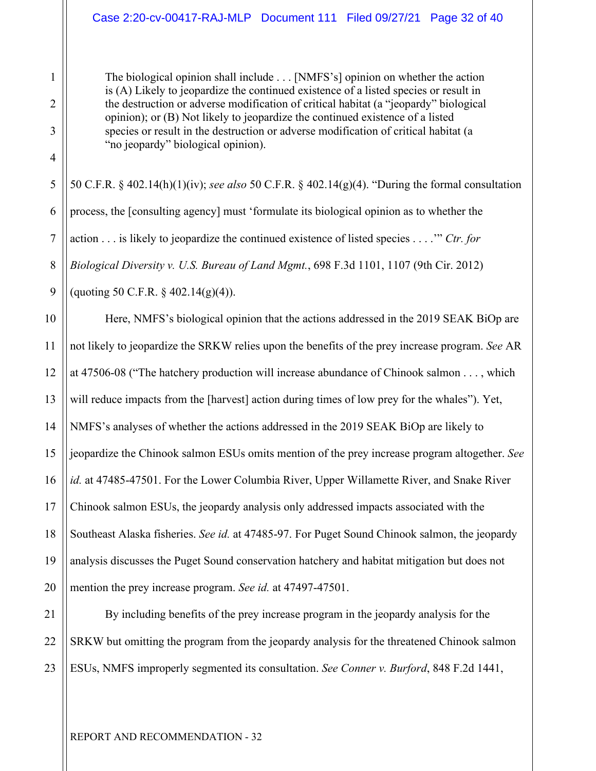> The biological opinion shall include . . . [NMFS's] opinion on whether the action is (A) Likely to jeopardize the continued existence of a listed species or result in the destruction or adverse modification of critical habitat (a "jeopardy" biological opinion); or (B) Not likely to jeopardize the continued existence of a listed species or result in the destruction or adverse modification of critical habitat (a "no jeopardy" biological opinion).

50 C.F.R. § 402.14(h)(1)(iv); *see also* 50 C.F.R. § 402.14(g)(4). "During the formal consultation process, the [consulting agency] must 'formulate its biological opinion as to whether the action . . . is likely to jeopardize the continued existence of listed species . . . .'" *Ctr. for Biological Diversity v. U.S. Bureau of Land Mgmt.*, 698 F.3d 1101, 1107 (9th Cir. 2012) (quoting 50 C.F.R. § 402.14(g)(4)).

Here, NMFS's biological opinion that the actions addressed in the 2019 SEAK BiOp are not likely to jeopardize the SRKW relies upon the benefits of the prey increase program. *See* AR at 47506-08 ("The hatchery production will increase abundance of Chinook salmon . . . , which will reduce impacts from the [harvest] action during times of low prey for the whales"). Yet, NMFS's analyses of whether the actions addressed in the 2019 SEAK BiOp are likely to jeopardize the Chinook salmon ESUs omits mention of the prey increase program altogether. *See id.* at 47485-47501. For the Lower Columbia River, Upper Willamette River, and Snake River Chinook salmon ESUs, the jeopardy analysis only addressed impacts associated with the Southeast Alaska fisheries. *See id.* at 47485-97. For Puget Sound Chinook salmon, the jeopardy analysis discusses the Puget Sound conservation hatchery and habitat mitigation but does not mention the prey increase program. *See id.* at 47497-47501.

By including benefits of the prey increase program in the jeopardy analysis for the SRKW but omitting the program from the jeopardy analysis for the threatened Chinook salmon ESUs, NMFS improperly segmented its consultation. *See Conner v. Burford*, 848 F.2d 1441,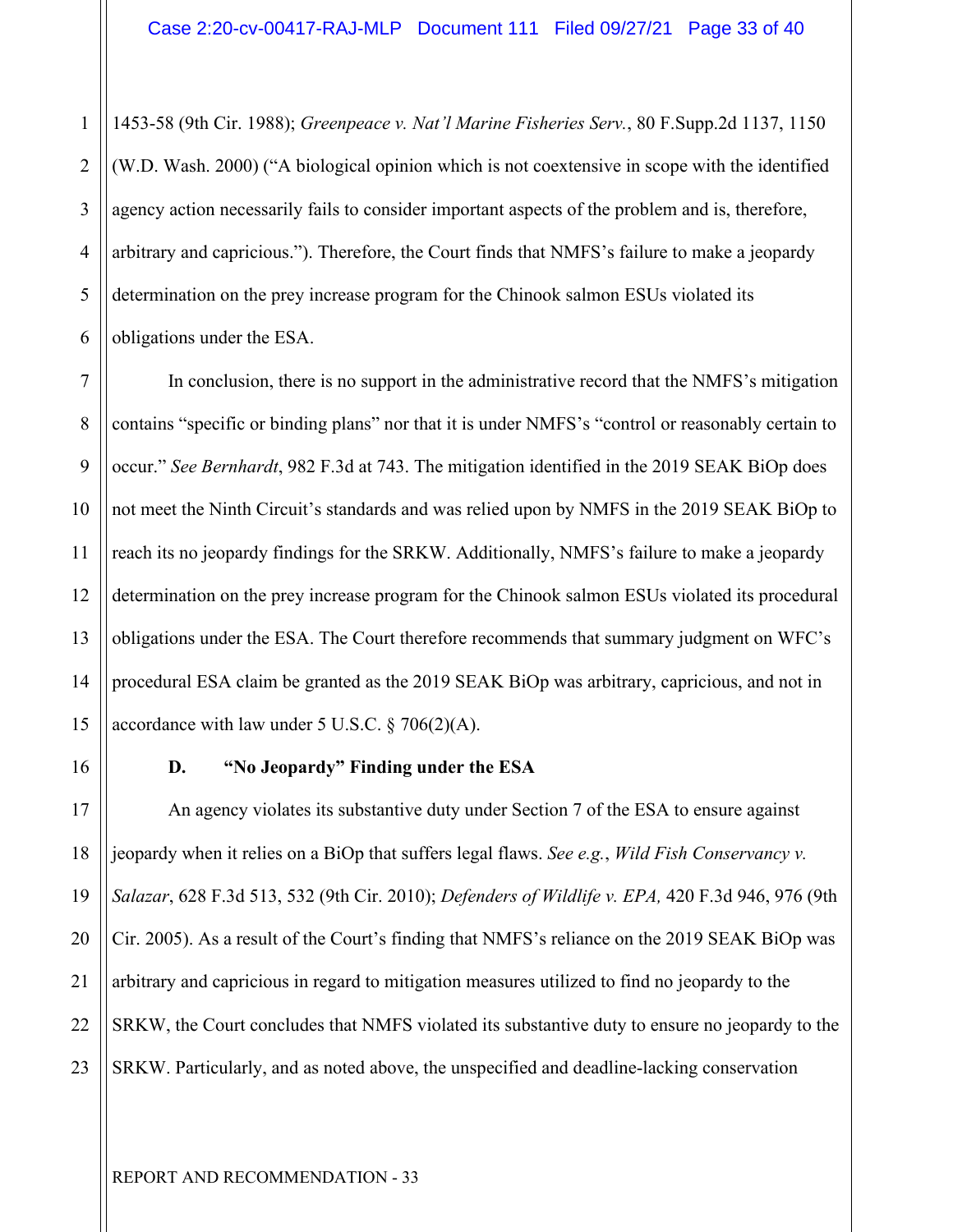1453-58 (9th Cir. 1988); *Greenpeace v. Nat'l Marine Fisheries Serv.*, 80 F.Supp.2d 1137, 1150 (W.D. Wash. 2000) ("A biological opinion which is not coextensive in scope with the identified agency action necessarily fails to consider important aspects of the problem and is, therefore, arbitrary and capricious."). Therefore, the Court finds that NMFS's failure to make a jeopardy determination on the prey increase program for the Chinook salmon ESUs violated its obligations under the ESA.

In conclusion, there is no support in the administrative record that the NMFS's mitigation contains "specific or binding plans" nor that it is under NMFS's "control or reasonably certain to occur." *See Bernhardt*, 982 F.3d at 743. The mitigation identified in the 2019 SEAK BiOp does not meet the Ninth Circuit's standards and was relied upon by NMFS in the 2019 SEAK BiOp to reach its no jeopardy findings for the SRKW. Additionally, NMFS's failure to make a jeopardy determination on the prey increase program for the Chinook salmon ESUs violated its procedural obligations under the ESA. The Court therefore recommends that summary judgment on WFC's procedural ESA claim be granted as the 2019 SEAK BiOp was arbitrary, capricious, and not in accordance with law under 5 U.S.C. § 706(2)(A).

### D. "No Jeopardy" Finding under the ESA

An agency violates its substantive duty under Section 7 of the ESA to ensure against jeopardy when it relies on a BiOp that suffers legal flaws. *See e.g.*, *Wild Fish Conservancy v. Salazar*, 628 F.3d 513, 532 (9th Cir. 2010); *Defenders of Wildlife v. EPA,* 420 F.3d 946, 976 (9th Cir. 2005). As a result of the Court's finding that NMFS's reliance on the 2019 SEAK BiOp was arbitrary and capricious in regard to mitigation measures utilized to find no jeopardy to the SRKW, the Court concludes that NMFS violated its substantive duty to ensure no jeopardy to the SRKW. Particularly, and as noted above, the unspecified and deadline-lacking conservation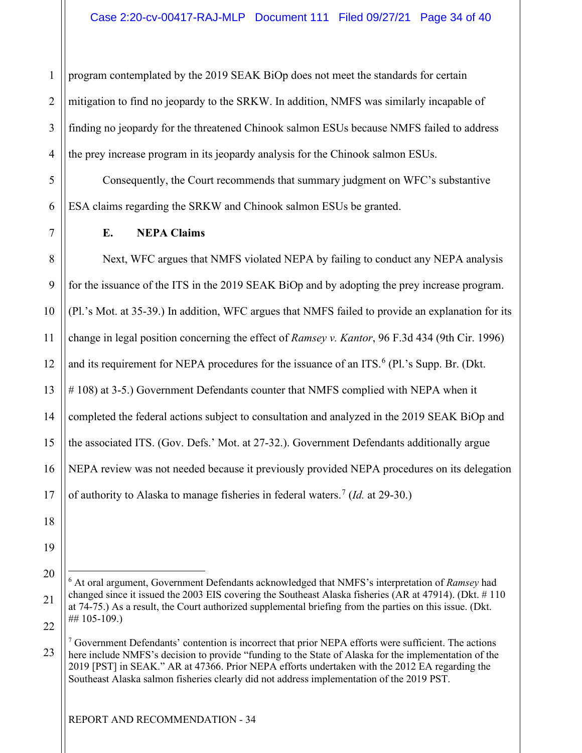program contemplated by the 2019 SEAK BiOp does not meet the standards for certain mitigation to find no jeopardy to the SRKW. In addition, NMFS was similarly incapable of finding no jeopardy for the threatened Chinook salmon ESUs because NMFS failed to address the prey increase program in its jeopardy analysis for the Chinook salmon ESUs.

Consequently, the Court recommends that summary judgment on WFC's substantive ESA claims regarding the SRKW and Chinook salmon ESUs be granted.

### E. NEPA Claims

Next, WFC argues that NMFS violated NEPA by failing to conduct any NEPA analysis for the issuance of the ITS in the 2019 SEAK BiOp and by adopting the prey increase program. (Pl.'s Mot. at 35-39.) In addition, WFC argues that NMFS failed to provide an explanation for its change in legal position concerning the effect of *Ramsey v. Kantor*, 96 F.3d 434 (9th Cir. 1996) and its requirement for NEPA procedures for the issuance of an ITS.[6] (Pl.'s Supp. Br. (Dkt. # 108) at 3-5.) Government Defendants counter that NMFS complied with NEPA when it completed the federal actions subject to consultation and analyzed in the 2019 SEAK BiOp and the associated ITS. (Gov. Defs.' Mot. at 27-32.). Government Defendants additionally argue NEPA review was not needed because it previously provided NEPA procedures on its delegation of authority to Alaska to manage fisheries in federal waters.[7] (*Id.* at 29-30.)

---

[6] At oral argument, Government Defendants acknowledged that NMFS's interpretation of *Ramsey* had changed since it issued the 2003 EIS covering the Southeast Alaska fisheries (AR at 47914). (Dkt. # 110 at 74-75.) As a result, the Court authorized supplemental briefing from the parties on this issue. (Dkt. ## 105-109.)

[7] Government Defendants' contention is incorrect that prior NEPA efforts were sufficient. The actions here include NMFS's decision to provide "funding to the State of Alaska for the implementation of the 2019 [PST] in SEAK." AR at 47366. Prior NEPA efforts undertaken with the 2012 EA regarding the Southeast Alaska salmon fisheries clearly did not address implementation of the 2019 PST.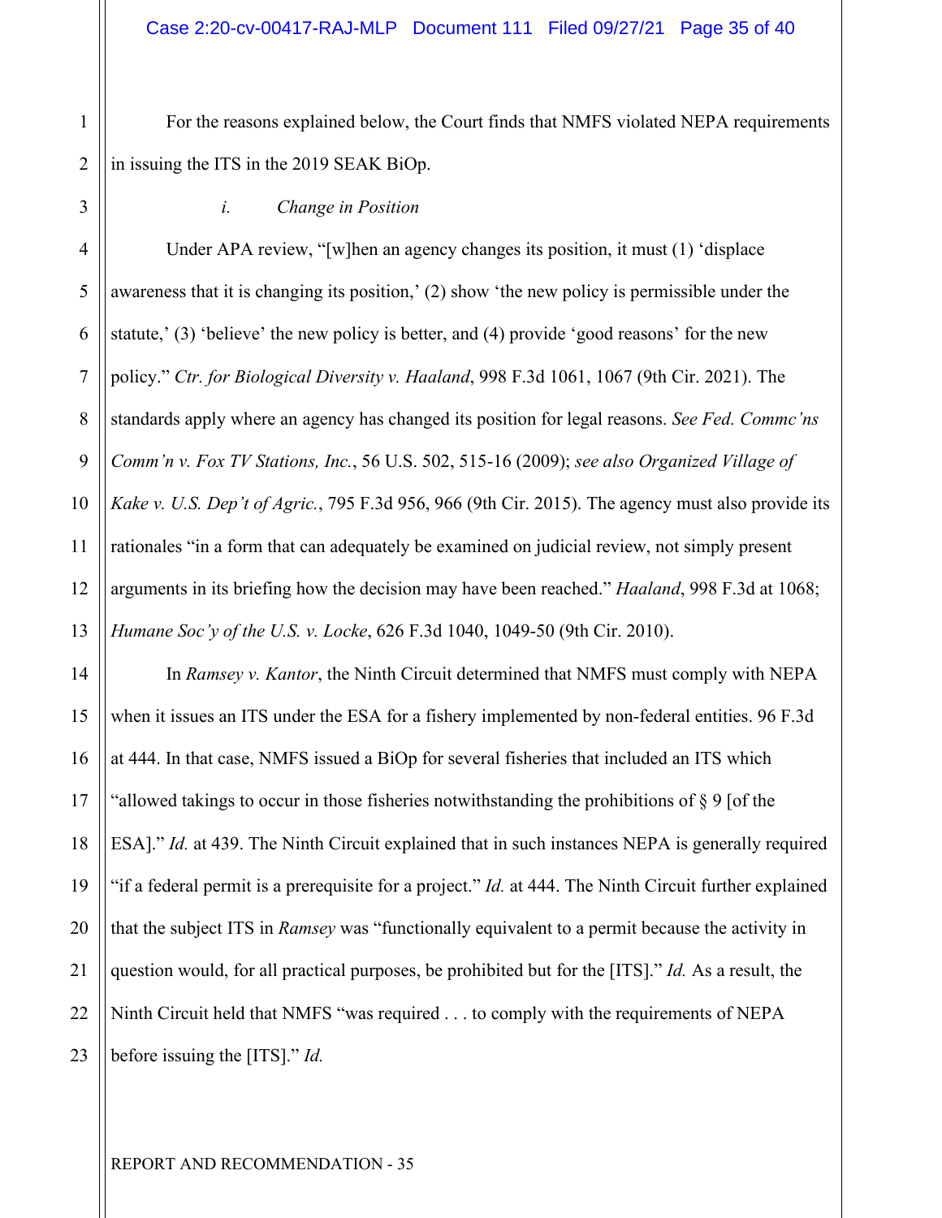For the reasons explained below, the Court finds that NMFS violated NEPA requirements in issuing the ITS in the 2019 SEAK BiOp.

*i. Change in Position*

Under APA review, "[w]hen an agency changes its position, it must (1) 'displace awareness that it is changing its position,' (2) show 'the new policy is permissible under the statute,' (3) 'believe' the new policy is better, and (4) provide 'good reasons' for the new policy." *Ctr. for Biological Diversity v. Haaland*, 998 F.3d 1061, 1067 (9th Cir. 2021). The standards apply where an agency has changed its position for legal reasons. *See Fed. Commc'ns Comm'n v. Fox TV Stations, Inc.*, 56 U.S. 502, 515-16 (2009); *see also Organized Village of Kake v. U.S. Dep't of Agric.*, 795 F.3d 956, 966 (9th Cir. 2015). The agency must also provide its rationales "in a form that can adequately be examined on judicial review, not simply present arguments in its briefing how the decision may have been reached." *Haaland*, 998 F.3d at 1068; *Humane Soc'y of the U.S. v. Locke*, 626 F.3d 1040, 1049-50 (9th Cir. 2010).

In *Ramsey v. Kantor*, the Ninth Circuit determined that NMFS must comply with NEPA when it issues an ITS under the ESA for a fishery implemented by non-federal entities. 96 F.3d at 444. In that case, NMFS issued a BiOp for several fisheries that included an ITS which "allowed takings to occur in those fisheries notwithstanding the prohibitions of § 9 [of the ESA]." *Id.* at 439. The Ninth Circuit explained that in such instances NEPA is generally required "if a federal permit is a prerequisite for a project." *Id.* at 444. The Ninth Circuit further explained that the subject ITS in *Ramsey* was "functionally equivalent to a permit because the activity in question would, for all practical purposes, be prohibited but for the [ITS]." *Id.* As a result, the Ninth Circuit held that NMFS "was required . . . to comply with the requirements of NEPA before issuing the [ITS]." *Id.*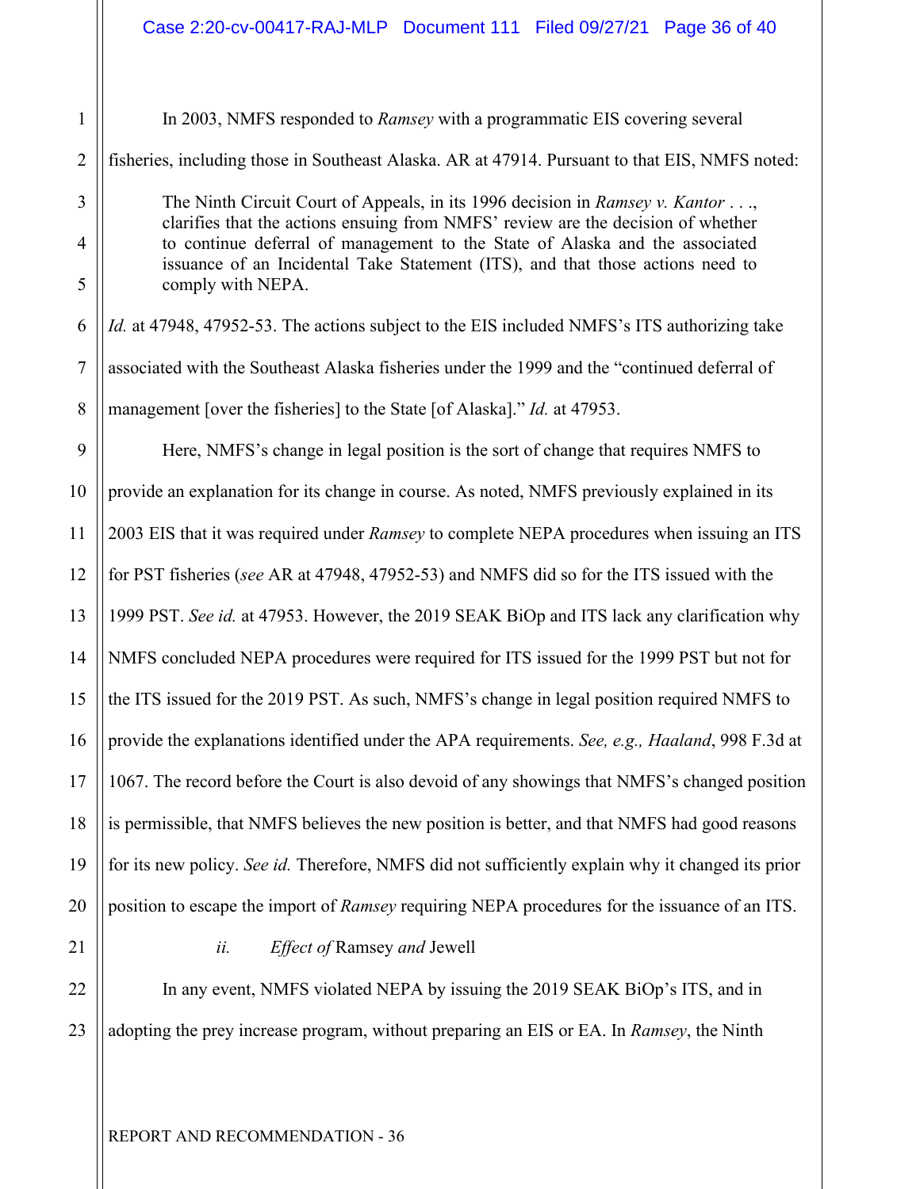In 2003, NMFS responded to *Ramsey* with a programmatic EIS covering several fisheries, including those in Southeast Alaska. AR at 47914. Pursuant to that EIS, NMFS noted:

> The Ninth Circuit Court of Appeals, in its 1996 decision in *Ramsey v. Kantor* . . ., clarifies that the actions ensuing from NMFS' review are the decision of whether to continue deferral of management to the State of Alaska and the associated issuance of an Incidental Take Statement (ITS), and that those actions need to comply with NEPA.

*Id.* at 47948, 47952-53. The actions subject to the EIS included NMFS's ITS authorizing take associated with the Southeast Alaska fisheries under the 1999 and the "continued deferral of management [over the fisheries] to the State [of Alaska]." *Id.* at 47953.

Here, NMFS's change in legal position is the sort of change that requires NMFS to provide an explanation for its change in course. As noted, NMFS previously explained in its 2003 EIS that it was required under *Ramsey* to complete NEPA procedures when issuing an ITS for PST fisheries (*see* AR at 47948, 47952-53) and NMFS did so for the ITS issued with the 1999 PST. *See id.* at 47953. However, the 2019 SEAK BiOp and ITS lack any clarification why NMFS concluded NEPA procedures were required for ITS issued for the 1999 PST but not for the ITS issued for the 2019 PST. As such, NMFS's change in legal position required NMFS to provide the explanations identified under the APA requirements. *See, e.g., Haaland*, 998 F.3d at 1067. The record before the Court is also devoid of any showings that NMFS's changed position is permissible, that NMFS believes the new position is better, and that NMFS had good reasons for its new policy. *See id.* Therefore, NMFS did not sufficiently explain why it changed its prior position to escape the import of *Ramsey* requiring NEPA procedures for the issuance of an ITS.

*ii. Effect of* Ramsey *and* Jewell

In any event, NMFS violated NEPA by issuing the 2019 SEAK BiOp's ITS, and in adopting the prey increase program, without preparing an EIS or EA. In *Ramsey*, the Ninth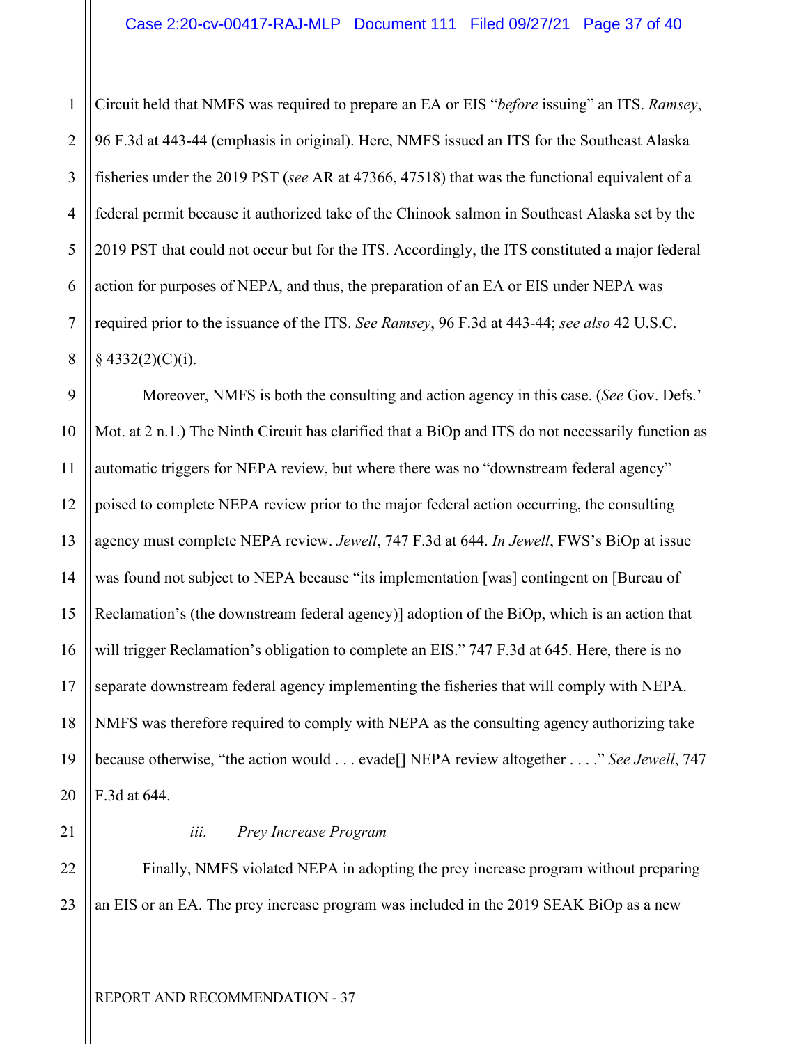Circuit held that NMFS was required to prepare an EA or EIS "*before* issuing" an ITS. *Ramsey*, 96 F.3d at 443-44 (emphasis in original). Here, NMFS issued an ITS for the Southeast Alaska fisheries under the 2019 PST (*see* AR at 47366, 47518) that was the functional equivalent of a federal permit because it authorized take of the Chinook salmon in Southeast Alaska set by the 2019 PST that could not occur but for the ITS. Accordingly, the ITS constituted a major federal action for purposes of NEPA, and thus, the preparation of an EA or EIS under NEPA was required prior to the issuance of the ITS. *See Ramsey*, 96 F.3d at 443-44; *see also* 42 U.S.C. § 4332(2)(C)(i).

Moreover, NMFS is both the consulting and action agency in this case. (*See* Gov. Defs.' Mot. at 2 n.1.) The Ninth Circuit has clarified that a BiOp and ITS do not necessarily function as automatic triggers for NEPA review, but where there was no "downstream federal agency" poised to complete NEPA review prior to the major federal action occurring, the consulting agency must complete NEPA review. *Jewell*, 747 F.3d at 644. *In Jewell*, FWS's BiOp at issue was found not subject to NEPA because "its implementation [was] contingent on [Bureau of Reclamation's (the downstream federal agency)] adoption of the BiOp, which is an action that will trigger Reclamation's obligation to complete an EIS." 747 F.3d at 645. Here, there is no separate downstream federal agency implementing the fisheries that will comply with NEPA. NMFS was therefore required to comply with NEPA as the consulting agency authorizing take because otherwise, "the action would . . . evade[] NEPA review altogether . . . ." *See Jewell*, 747 F.3d at 644.

*iii. Prey Increase Program*

Finally, NMFS violated NEPA in adopting the prey increase program without preparing an EIS or an EA. The prey increase program was included in the 2019 SEAK BiOp as a new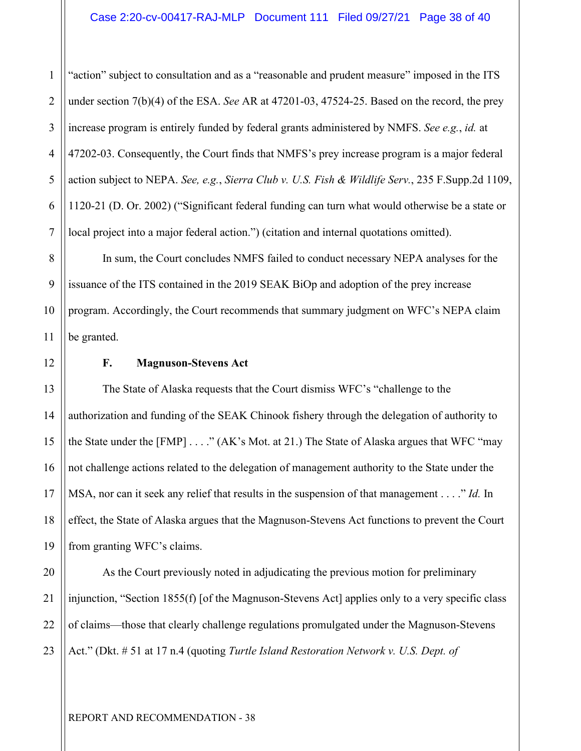"action" subject to consultation and as a "reasonable and prudent measure" imposed in the ITS under section 7(b)(4) of the ESA. *See* AR at 47201-03, 47524-25. Based on the record, the prey increase program is entirely funded by federal grants administered by NMFS. *See e.g.*, *id.* at 47202-03. Consequently, the Court finds that NMFS's prey increase program is a major federal action subject to NEPA. *See, e.g.*, *Sierra Club v. U.S. Fish & Wildlife Serv.*, 235 F.Supp.2d 1109, 1120-21 (D. Or. 2002) ("Significant federal funding can turn what would otherwise be a state or local project into a major federal action.") (citation and internal quotations omitted).

In sum, the Court concludes NMFS failed to conduct necessary NEPA analyses for the issuance of the ITS contained in the 2019 SEAK BiOp and adoption of the prey increase program. Accordingly, the Court recommends that summary judgment on WFC's NEPA claim be granted.

**F. Magnuson-Stevens Act**

The State of Alaska requests that the Court dismiss WFC's "challenge to the authorization and funding of the SEAK Chinook fishery through the delegation of authority to the State under the [FMP] . . . ." (AK's Mot. at 21.) The State of Alaska argues that WFC "may not challenge actions related to the delegation of management authority to the State under the MSA, nor can it seek any relief that results in the suspension of that management . . . ." *Id.* In effect, the State of Alaska argues that the Magnuson-Stevens Act functions to prevent the Court from granting WFC's claims.

As the Court previously noted in adjudicating the previous motion for preliminary injunction, "Section 1855(f) [of the Magnuson-Stevens Act] applies only to a very specific class of claims—those that clearly challenge regulations promulgated under the Magnuson-Stevens Act." (Dkt. # 51 at 17 n.4 (quoting *Turtle Island Restoration Network v. U.S. Dept. of*

REPORT AND RECOMMENDATION - 38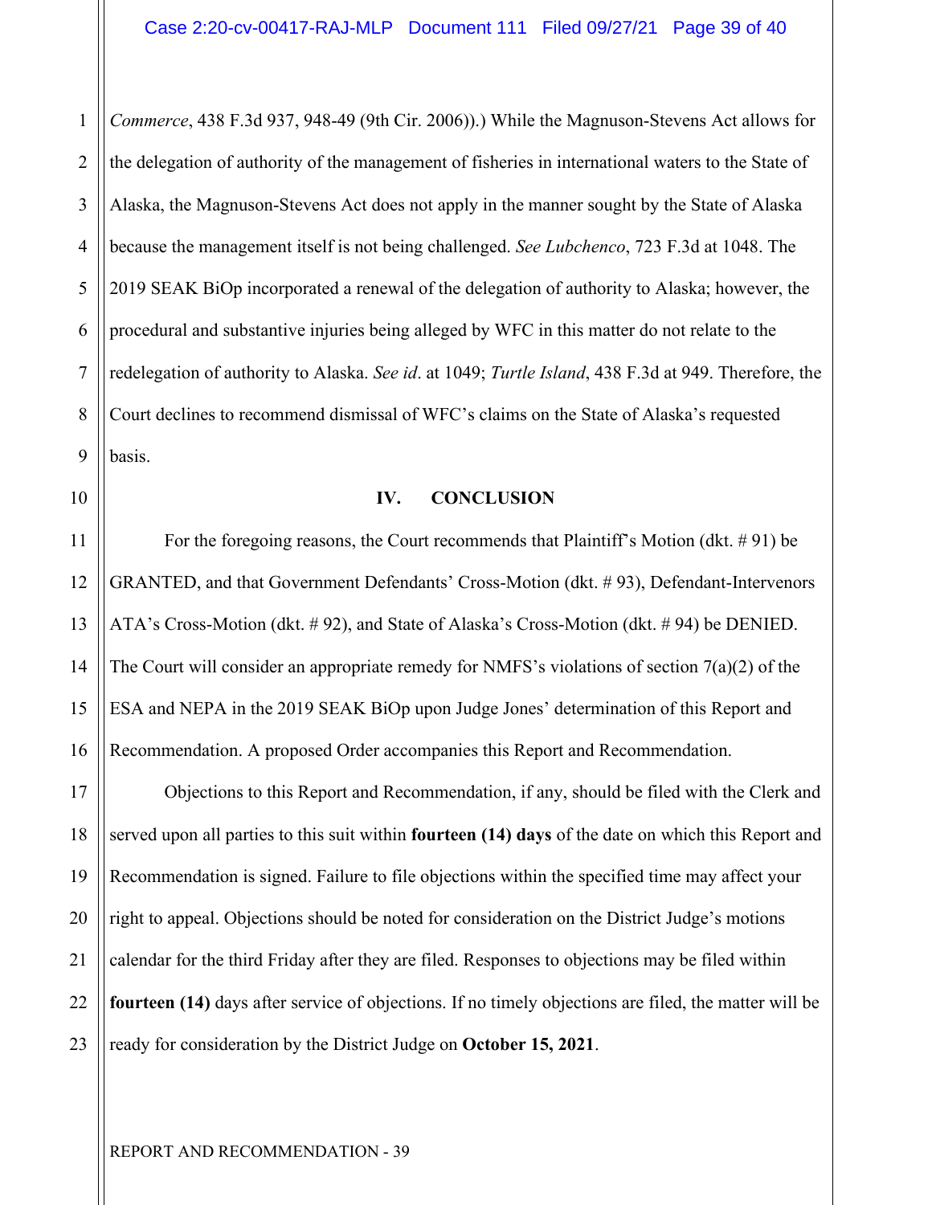*Commerce*, 438 F.3d 937, 948-49 (9th Cir. 2006)).) While the Magnuson-Stevens Act allows for the delegation of authority of the management of fisheries in international waters to the State of Alaska, the Magnuson-Stevens Act does not apply in the manner sought by the State of Alaska because the management itself is not being challenged. *See Lubchenco*, 723 F.3d at 1048. The 2019 SEAK BiOp incorporated a renewal of the delegation of authority to Alaska; however, the procedural and substantive injuries being alleged by WFC in this matter do not relate to the redelegation of authority to Alaska. *See id*. at 1049; *Turtle Island*, 438 F.3d at 949. Therefore, the Court declines to recommend dismissal of WFC's claims on the State of Alaska's requested basis.

## IV. CONCLUSION

For the foregoing reasons, the Court recommends that Plaintiff's Motion (dkt. # 91) be GRANTED, and that Government Defendants' Cross-Motion (dkt. # 93), Defendant-Intervenors ATA's Cross-Motion (dkt. # 92), and State of Alaska's Cross-Motion (dkt. # 94) be DENIED. The Court will consider an appropriate remedy for NMFS's violations of section 7(a)(2) of the ESA and NEPA in the 2019 SEAK BiOp upon Judge Jones' determination of this Report and Recommendation. A proposed Order accompanies this Report and Recommendation.

Objections to this Report and Recommendation, if any, should be filed with the Clerk and served upon all parties to this suit within **fourteen (14) days** of the date on which this Report and Recommendation is signed. Failure to file objections within the specified time may affect your right to appeal. Objections should be noted for consideration on the District Judge's motions calendar for the third Friday after they are filed. Responses to objections may be filed within **fourteen (14)** days after service of objections. If no timely objections are filed, the matter will be ready for consideration by the District Judge on **October 15, 2021**.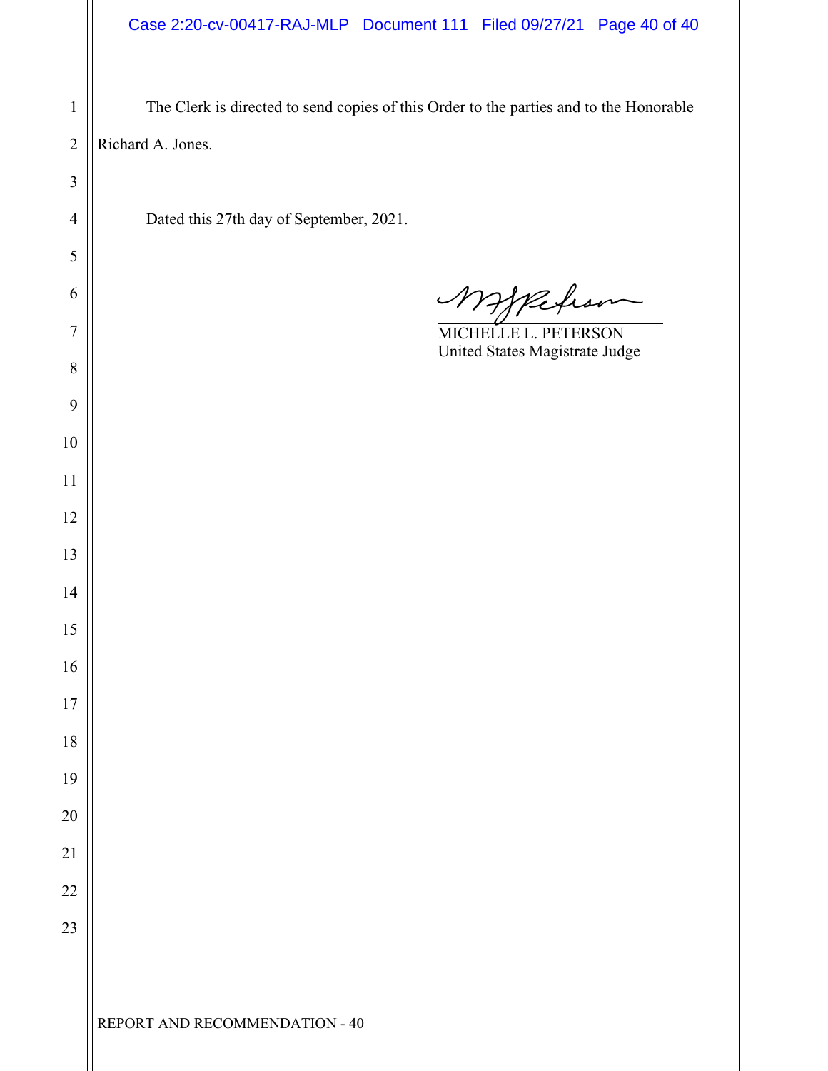The Clerk is directed to send copies of this Order to the parties and to the Honorable Richard A. Jones.

Dated this 27th day of September, 2021.

MICHELLE L. PETERSON
United States Magistrate Judge